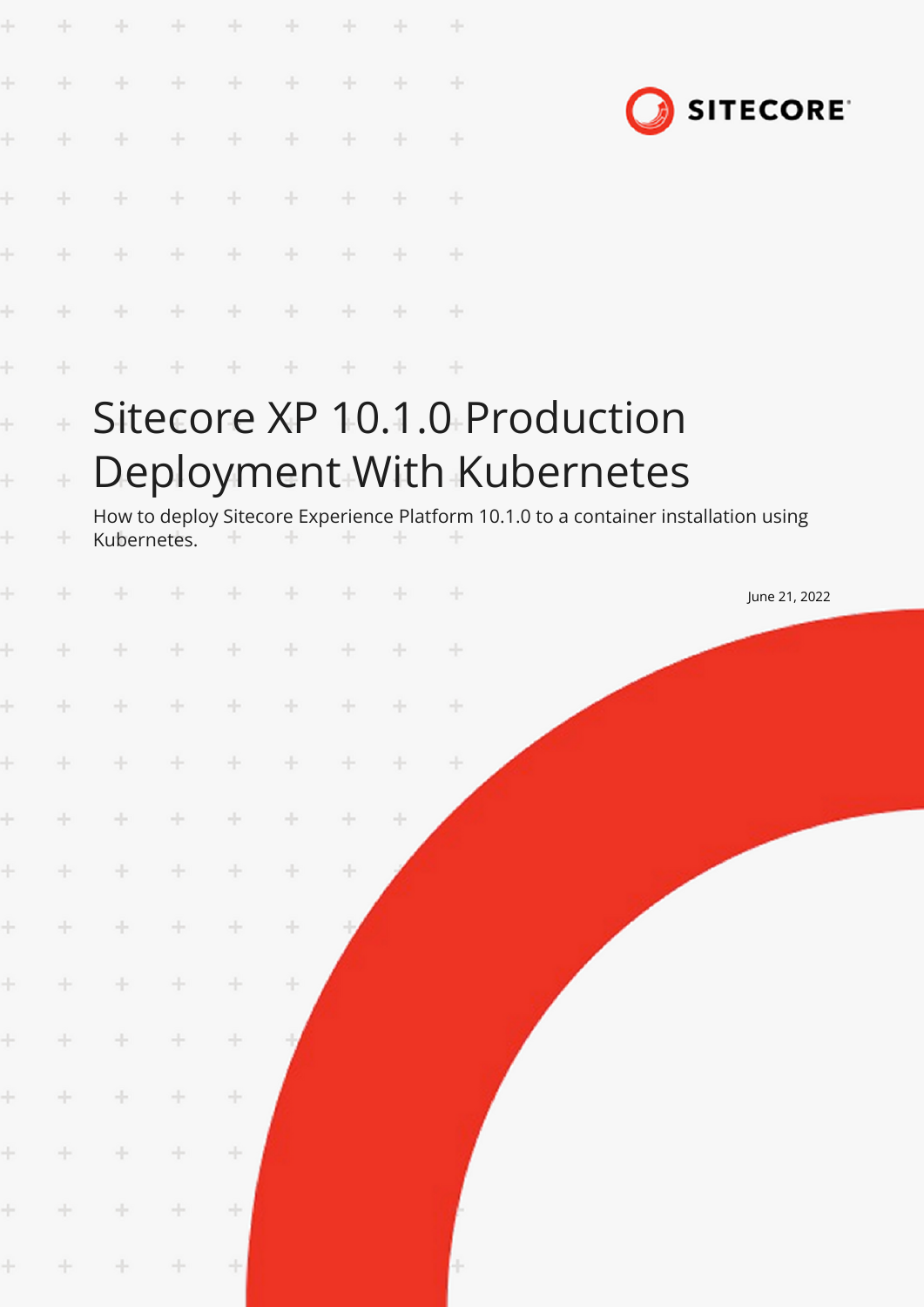SITECORE

# Sitecore XP 10.1.0 Production Deployment With Kubernetes

How to deploy Sitecore Experience Platform 10.1.0 to a container installation using Kubernetes.

June 21, 2022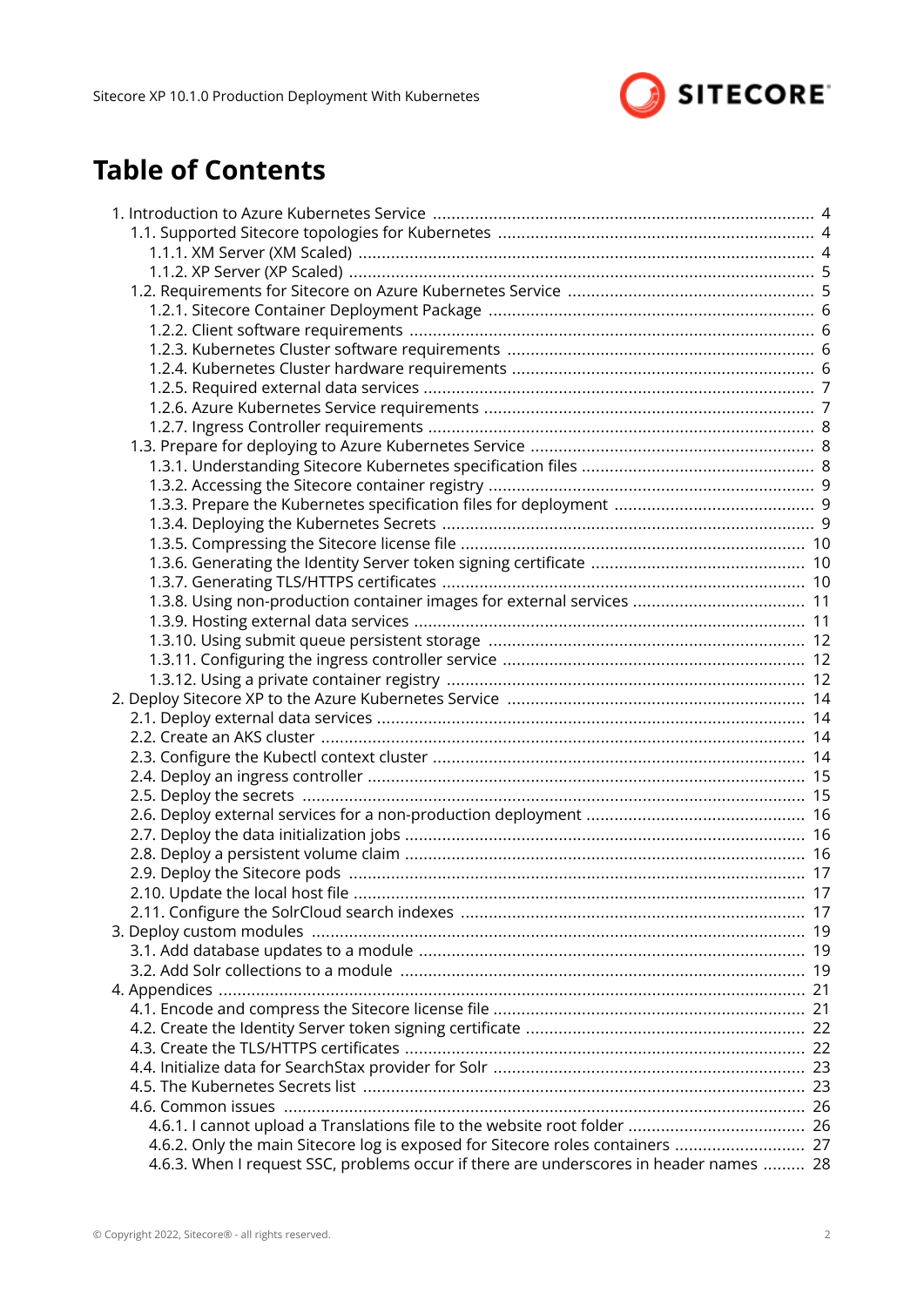# Table of Contents

- 1. Introduction to Azure Kubernetes Service ..... 4
  - 1.1. Supported Sitecore topologies for Kubernetes ..... 4
    - 1.1.1. XM Server (XM Scaled) ..... 4
    - 1.1.2. XP Server (XP Scaled) ..... 5
  - 1.2. Requirements for Sitecore on Azure Kubernetes Service ..... 5
    - 1.2.1. Sitecore Container Deployment Package ..... 6
    - 1.2.2. Client software requirements ..... 6
    - 1.2.3. Kubernetes Cluster software requirements ..... 6
    - 1.2.4. Kubernetes Cluster hardware requirements ..... 6
    - 1.2.5. Required external data services ..... 7
    - 1.2.6. Azure Kubernetes Service requirements ..... 7
    - 1.2.7. Ingress Controller requirements ..... 8
  - 1.3. Prepare for deploying to Azure Kubernetes Service ..... 8
    - 1.3.1. Understanding Sitecore Kubernetes specification files ..... 8
    - 1.3.2. Accessing the Sitecore container registry ..... 9
    - 1.3.3. Prepare the Kubernetes specification files for deployment ..... 9
    - 1.3.4. Deploying the Kubernetes Secrets ..... 9
    - 1.3.5. Compressing the Sitecore license file ..... 10
    - 1.3.6. Generating the Identity Server token signing certificate ..... 10
    - 1.3.7. Generating TLS/HTTPS certificates ..... 10
    - 1.3.8. Using non-production container images for external services ..... 11
    - 1.3.9. Hosting external data services ..... 11
    - 1.3.10. Using submit queue persistent storage ..... 12
    - 1.3.11. Configuring the ingress controller service ..... 12
    - 1.3.12. Using a private container registry ..... 12
- 2. Deploy Sitecore XP to the Azure Kubernetes Service ..... 14
  - 2.1. Deploy external data services ..... 14
  - 2.2. Create an AKS cluster ..... 14
  - 2.3. Configure the Kubectl context cluster ..... 14
  - 2.4. Deploy an ingress controller ..... 15
  - 2.5. Deploy the secrets ..... 15
  - 2.6. Deploy external services for a non-production deployment ..... 16
  - 2.7. Deploy the data initialization jobs ..... 16
  - 2.8. Deploy a persistent volume claim ..... 16
  - 2.9. Deploy the Sitecore pods ..... 17
  - 2.10. Update the local host file ..... 17
  - 2.11. Configure the SolrCloud search indexes ..... 17
- 3. Deploy custom modules ..... 19
  - 3.1. Add database updates to a module ..... 19
  - 3.2. Add Solr collections to a module ..... 19
- 4. Appendices ..... 21
  - 4.1. Encode and compress the Sitecore license file ..... 21
  - 4.2. Create the Identity Server token signing certificate ..... 22
  - 4.3. Create the TLS/HTTPS certificates ..... 22
  - 4.4. Initialize data for SearchStax provider for Solr ..... 23
  - 4.5. The Kubernetes Secrets list ..... 23
  - 4.6. Common issues ..... 26
    - 4.6.1. I cannot upload a Translations file to the website root folder ..... 26
    - 4.6.2. Only the main Sitecore log is exposed for Sitecore roles containers ..... 27
    - 4.6.3. When I request SSC, problems occur if there are underscores in header names ..... 28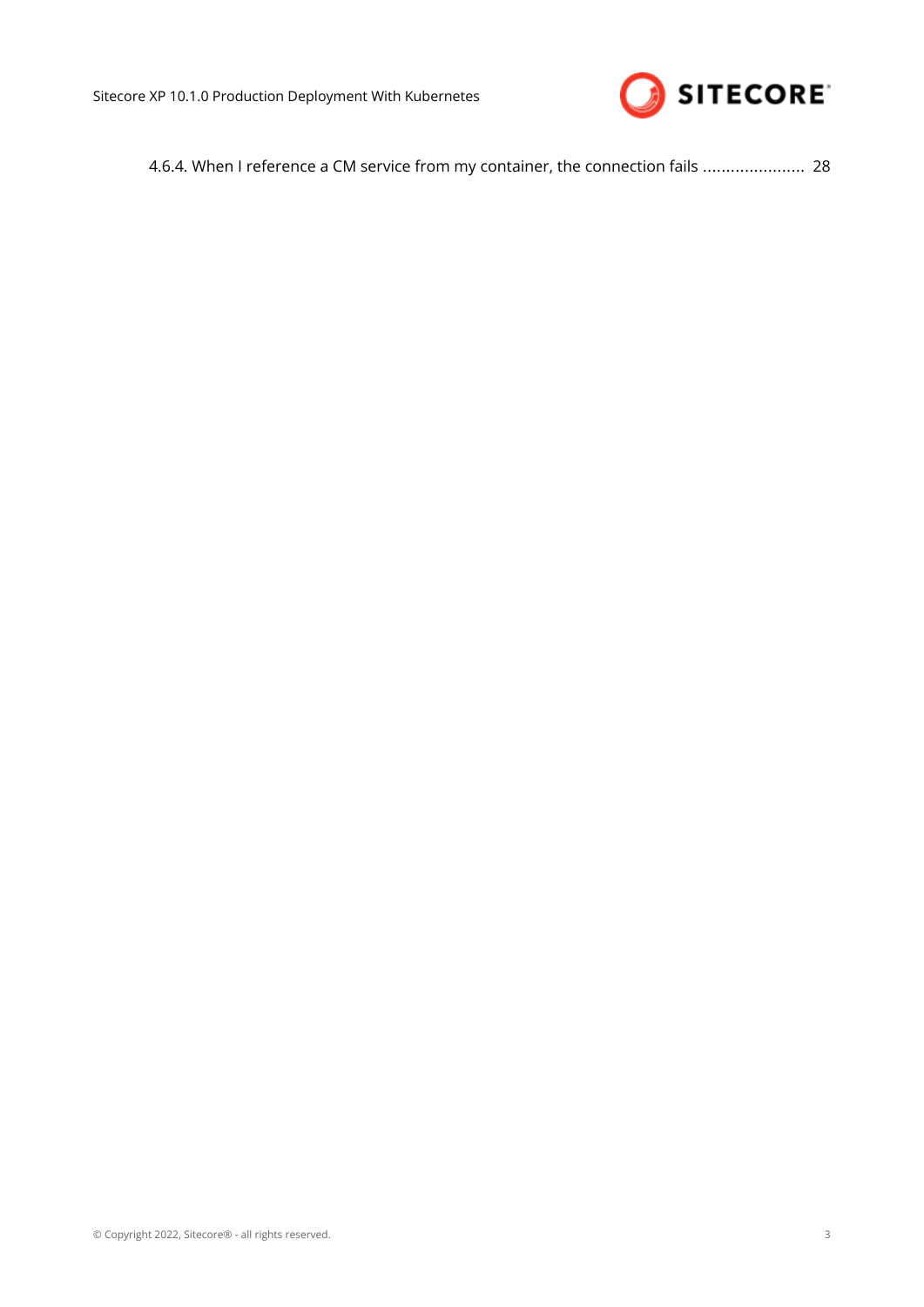4.6.4. When I reference a CM service from my container, the connection fails ...................... 28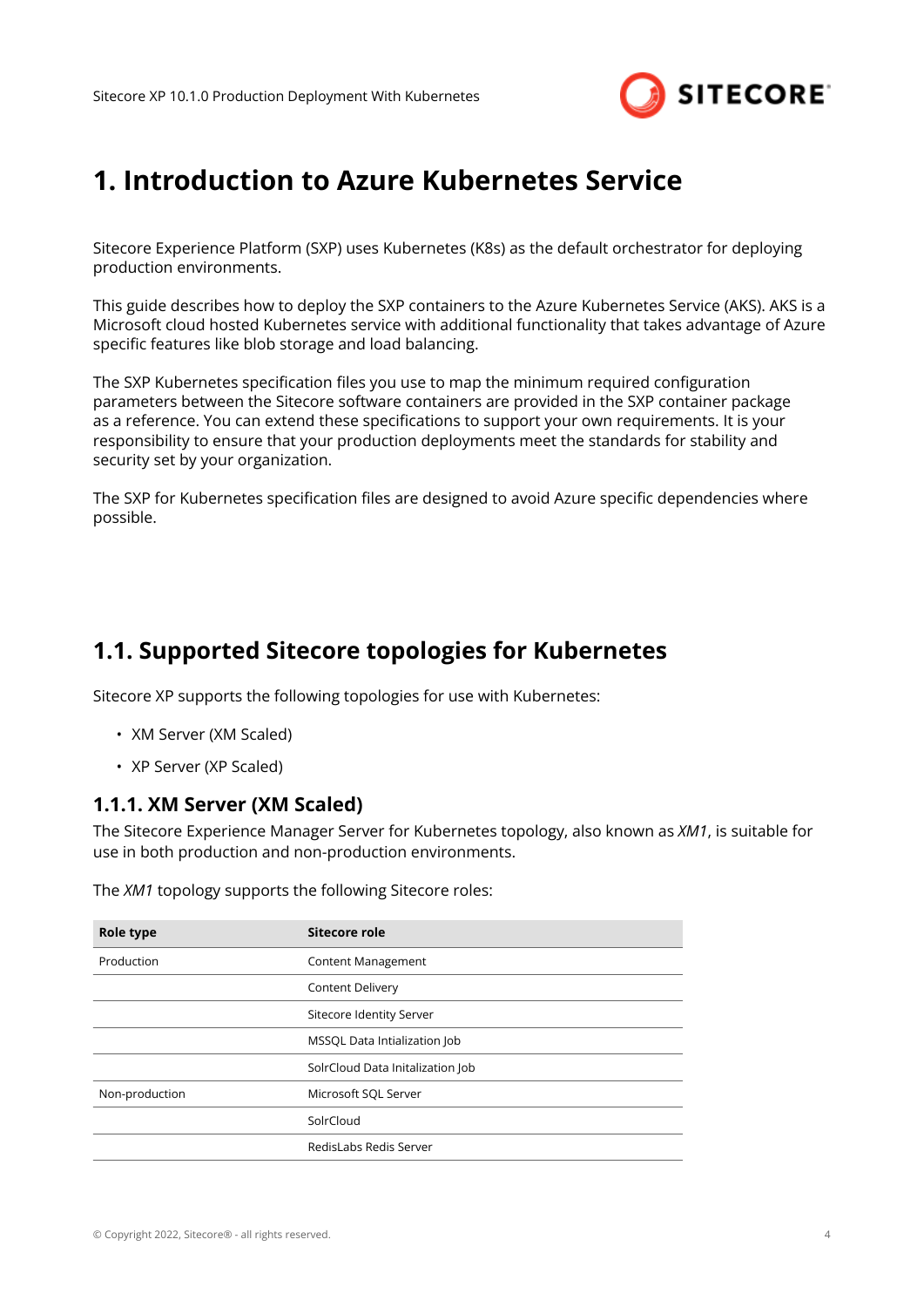# 1. Introduction to Azure Kubernetes Service

Sitecore Experience Platform (SXP) uses Kubernetes (K8s) as the default orchestrator for deploying production environments.

This guide describes how to deploy the SXP containers to the Azure Kubernetes Service (AKS). AKS is a Microsoft cloud hosted Kubernetes service with additional functionality that takes advantage of Azure specific features like blob storage and load balancing.

The SXP Kubernetes specification files you use to map the minimum required configuration parameters between the Sitecore software containers are provided in the SXP container package as a reference. You can extend these specifications to support your own requirements. It is your responsibility to ensure that your production deployments meet the standards for stability and security set by your organization.

The SXP for Kubernetes specification files are designed to avoid Azure specific dependencies where possible.

## 1.1. Supported Sitecore topologies for Kubernetes

Sitecore XP supports the following topologies for use with Kubernetes:

- XM Server (XM Scaled)
- XP Server (XP Scaled)

### 1.1.1. XM Server (XM Scaled)

The Sitecore Experience Manager Server for Kubernetes topology, also known as *XM1*, is suitable for use in both production and non-production environments.

The *XM1* topology supports the following Sitecore roles:

| Role type | Sitecore role |
|---|---|
| Production | Content Management |
| | Content Delivery |
| | Sitecore Identity Server |
| | MSSQL Data Intialization Job |
| | SolrCloud Data Initalization Job |
| Non-production | Microsoft SQL Server |
| | SolrCloud |
| | RedisLabs Redis Server |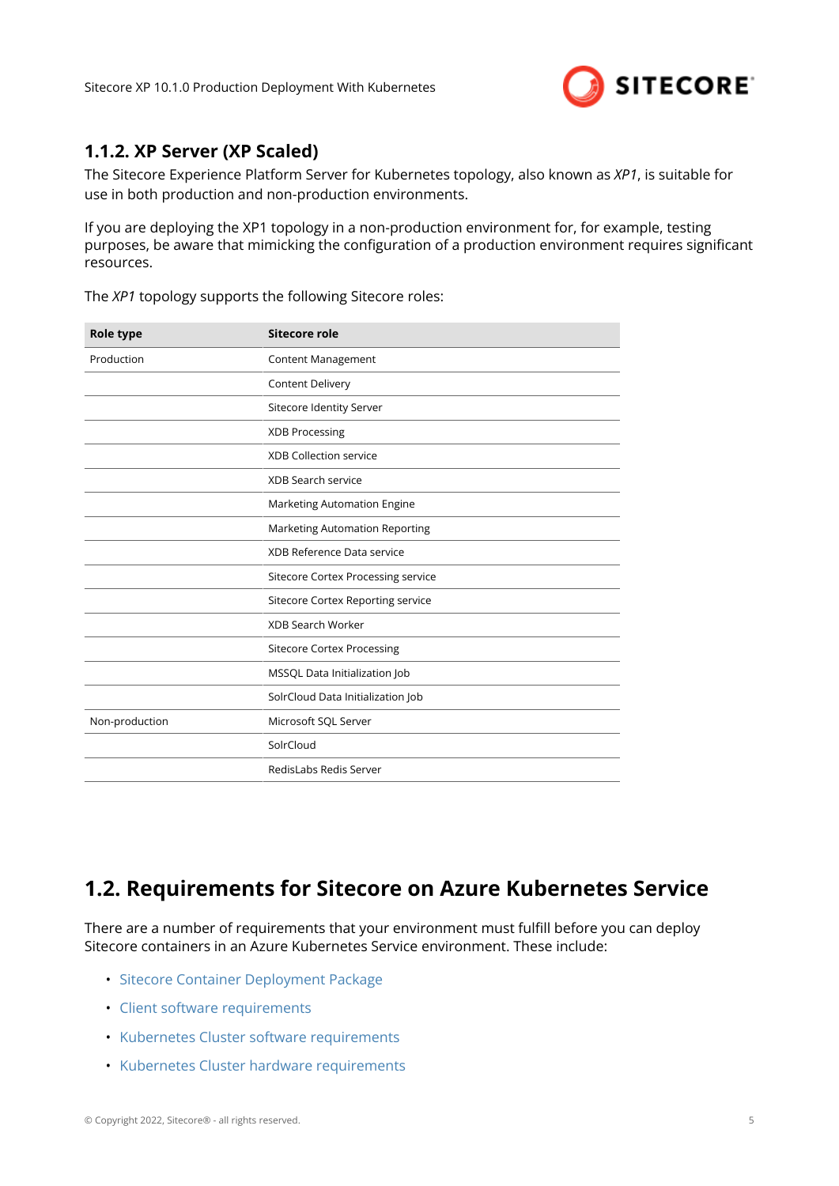### 1.1.2. XP Server (XP Scaled)

The Sitecore Experience Platform Server for Kubernetes topology, also known as *XP1*, is suitable for use in both production and non-production environments.

If you are deploying the XP1 topology in a non-production environment for, for example, testing purposes, be aware that mimicking the configuration of a production environment requires significant resources.

The *XP1* topology supports the following Sitecore roles:

| Role type | Sitecore role |
|---|---|
| Production | Content Management |
| | Content Delivery |
| | Sitecore Identity Server |
| | XDB Processing |
| | XDB Collection service |
| | XDB Search service |
| | Marketing Automation Engine |
| | Marketing Automation Reporting |
| | XDB Reference Data service |
| | Sitecore Cortex Processing service |
| | Sitecore Cortex Reporting service |
| | XDB Search Worker |
| | Sitecore Cortex Processing |
| | MSSQL Data Initialization Job |
| | SolrCloud Data Initialization Job |
| Non-production | Microsoft SQL Server |
| | SolrCloud |
| | RedisLabs Redis Server |

## 1.2. Requirements for Sitecore on Azure Kubernetes Service

There are a number of requirements that your environment must fulfill before you can deploy Sitecore containers in an Azure Kubernetes Service environment. These include:

- Sitecore Container Deployment Package
- Client software requirements
- Kubernetes Cluster software requirements
- Kubernetes Cluster hardware requirements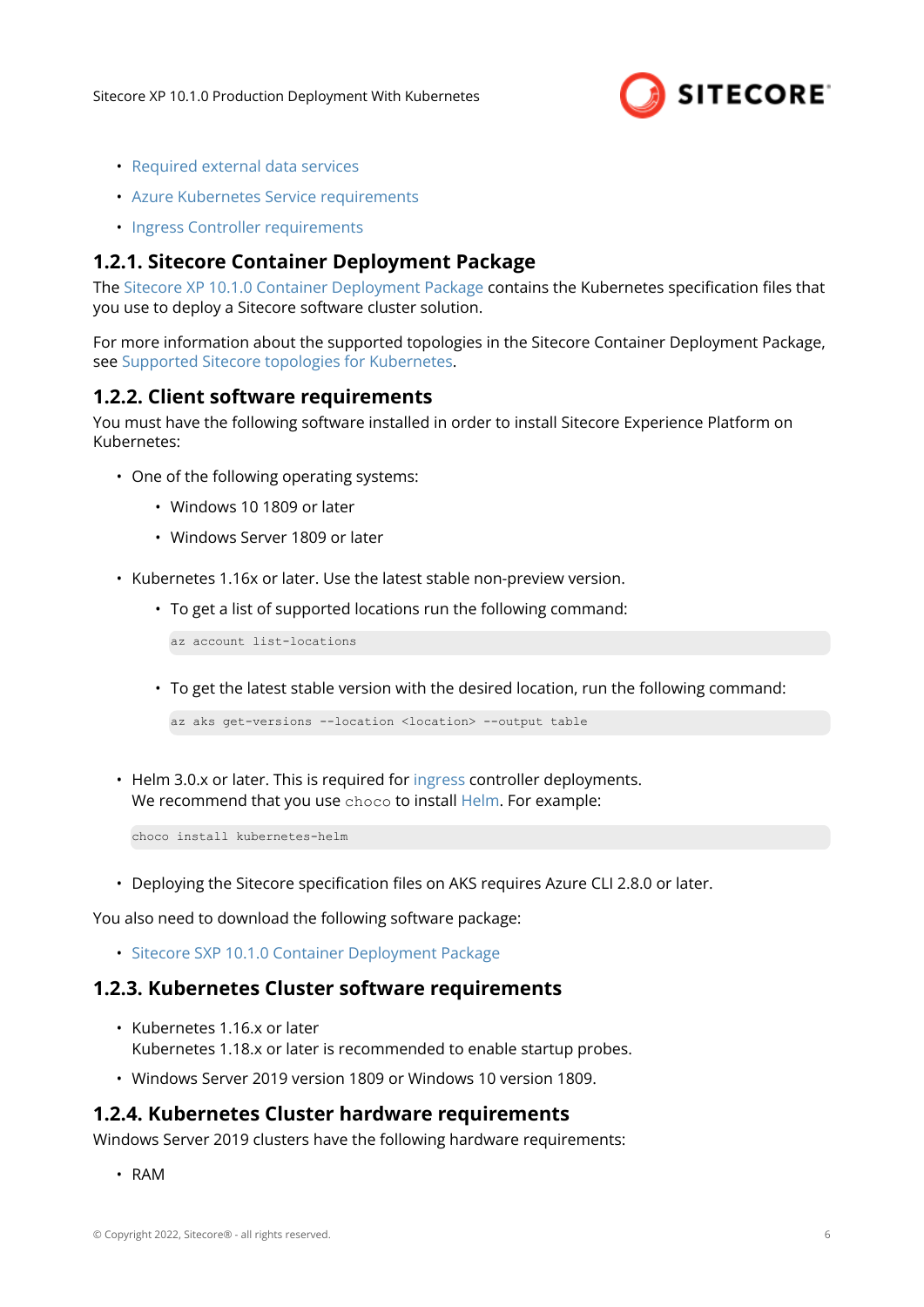- Required external data services
- Azure Kubernetes Service requirements
- Ingress Controller requirements

### 1.2.1. Sitecore Container Deployment Package

The Sitecore XP 10.1.0 Container Deployment Package contains the Kubernetes specification files that you use to deploy a Sitecore software cluster solution.

For more information about the supported topologies in the Sitecore Container Deployment Package, see Supported Sitecore topologies for Kubernetes.

### 1.2.2. Client software requirements

You must have the following software installed in order to install Sitecore Experience Platform on Kubernetes:

- One of the following operating systems:
  - Windows 10 1809 or later
  - Windows Server 1809 or later
- Kubernetes 1.16x or later. Use the latest stable non-preview version.
  - To get a list of supported locations run the following command:

    ```
    az account list-locations
    ```

  - To get the latest stable version with the desired location, run the following command:

    ```
    az aks get-versions --location <location> --output table
    ```

- Helm 3.0.x or later. This is required for ingress controller deployments.
  We recommend that you use `choco` to install Helm. For example:

  ```
  choco install kubernetes-helm
  ```

- Deploying the Sitecore specification files on AKS requires Azure CLI 2.8.0 or later.

You also need to download the following software package:

- Sitecore SXP 10.1.0 Container Deployment Package

### 1.2.3. Kubernetes Cluster software requirements

- Kubernetes 1.16.x or later
  Kubernetes 1.18.x or later is recommended to enable startup probes.
- Windows Server 2019 version 1809 or Windows 10 version 1809.

### 1.2.4. Kubernetes Cluster hardware requirements

Windows Server 2019 clusters have the following hardware requirements:

- RAM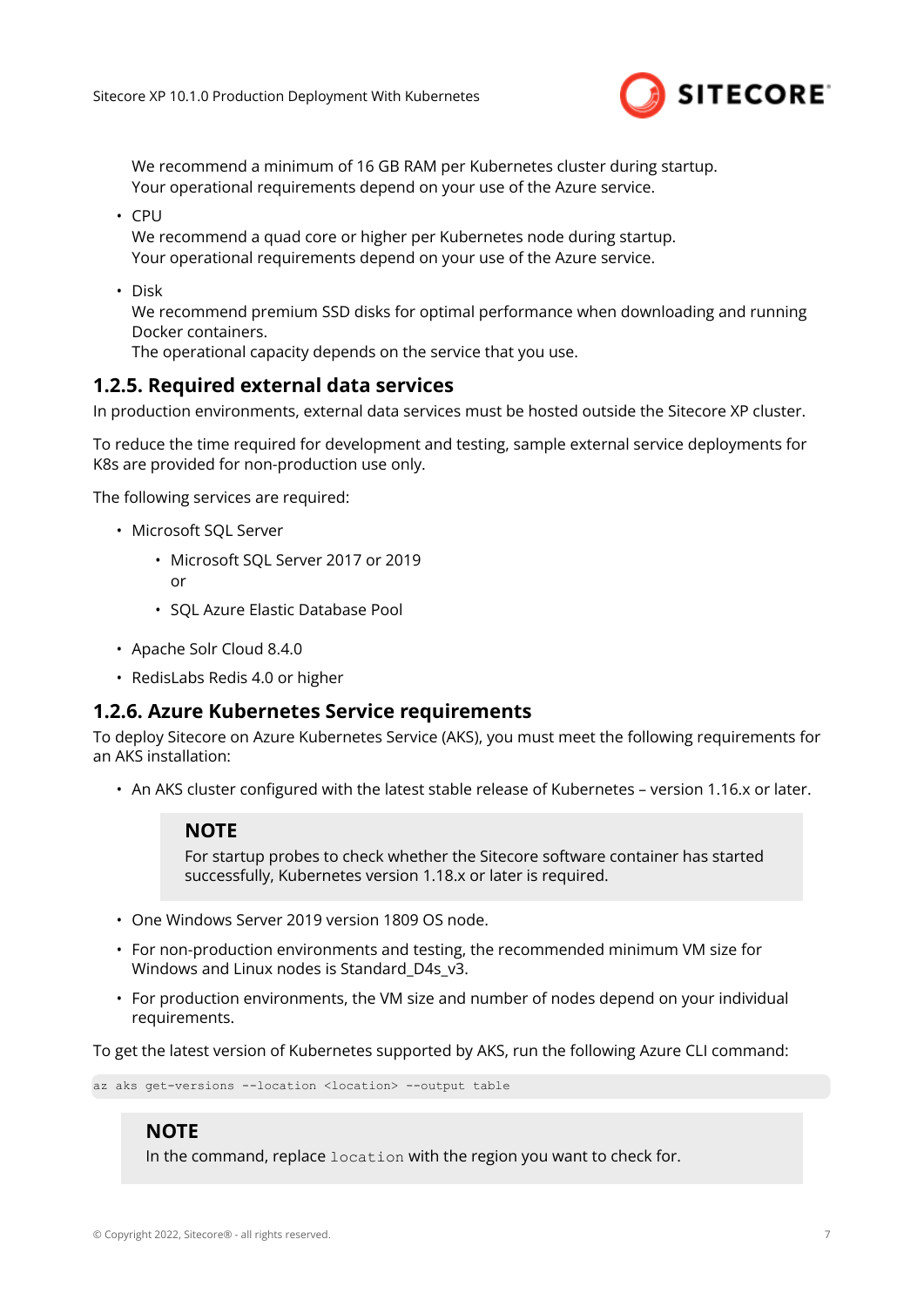We recommend a minimum of 16 GB RAM per Kubernetes cluster during startup.
Your operational requirements depend on your use of the Azure service.

- CPU
  We recommend a quad core or higher per Kubernetes node during startup.
  Your operational requirements depend on your use of the Azure service.
- Disk
  We recommend premium SSD disks for optimal performance when downloading and running Docker containers.
  The operational capacity depends on the service that you use.

## 1.2.5. Required external data services

In production environments, external data services must be hosted outside the Sitecore XP cluster.

To reduce the time required for development and testing, sample external service deployments for K8s are provided for non-production use only.

The following services are required:

- Microsoft SQL Server
  - Microsoft SQL Server 2017 or 2019
    or
  - SQL Azure Elastic Database Pool
- Apache Solr Cloud 8.4.0
- RedisLabs Redis 4.0 or higher

## 1.2.6. Azure Kubernetes Service requirements

To deploy Sitecore on Azure Kubernetes Service (AKS), you must meet the following requirements for an AKS installation:

- An AKS cluster configured with the latest stable release of Kubernetes – version 1.16.x or later.

  > **NOTE**
  > For startup probes to check whether the Sitecore software container has started successfully, Kubernetes version 1.18.x or later is required.

- One Windows Server 2019 version 1809 OS node.
- For non-production environments and testing, the recommended minimum VM size for Windows and Linux nodes is Standard_D4s_v3.
- For production environments, the VM size and number of nodes depend on your individual requirements.

To get the latest version of Kubernetes supported by AKS, run the following Azure CLI command:

```
az aks get-versions --location <location> --output table
```

> **NOTE**
> In the command, replace `location` with the region you want to check for.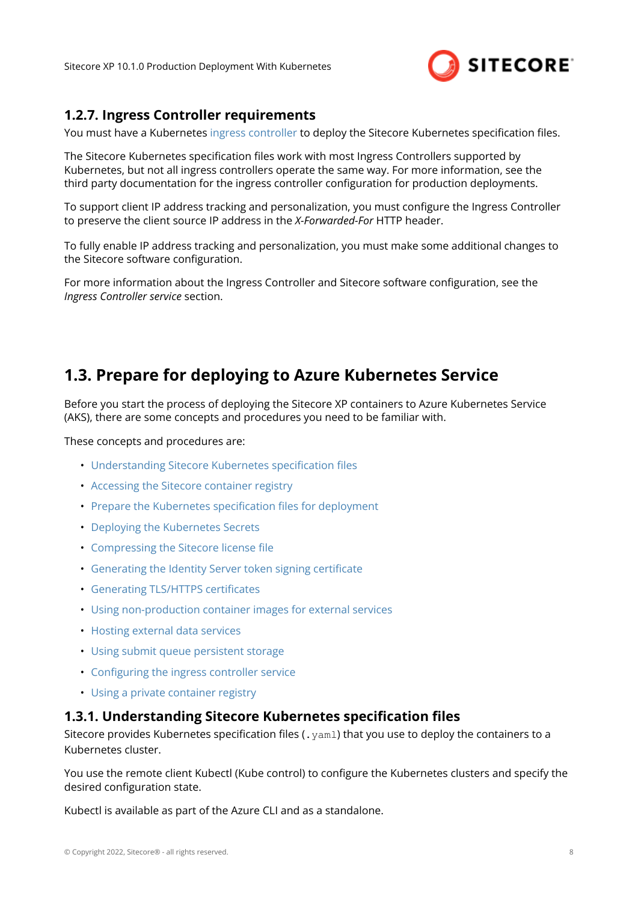### 1.2.7. Ingress Controller requirements

You must have a Kubernetes ingress controller to deploy the Sitecore Kubernetes specification files.

The Sitecore Kubernetes specification files work with most Ingress Controllers supported by Kubernetes, but not all ingress controllers operate the same way. For more information, see the third party documentation for the ingress controller configuration for production deployments.

To support client IP address tracking and personalization, you must configure the Ingress Controller to preserve the client source IP address in the *X-Forwarded-For* HTTP header.

To fully enable IP address tracking and personalization, you must make some additional changes to the Sitecore software configuration.

For more information about the Ingress Controller and Sitecore software configuration, see the *Ingress Controller service* section.

## 1.3. Prepare for deploying to Azure Kubernetes Service

Before you start the process of deploying the Sitecore XP containers to Azure Kubernetes Service (AKS), there are some concepts and procedures you need to be familiar with.

These concepts and procedures are:

- Understanding Sitecore Kubernetes specification files
- Accessing the Sitecore container registry
- Prepare the Kubernetes specification files for deployment
- Deploying the Kubernetes Secrets
- Compressing the Sitecore license file
- Generating the Identity Server token signing certificate
- Generating TLS/HTTPS certificates
- Using non-production container images for external services
- Hosting external data services
- Using submit queue persistent storage
- Configuring the ingress controller service
- Using a private container registry

### 1.3.1. Understanding Sitecore Kubernetes specification files

Sitecore provides Kubernetes specification files (`.yaml`) that you use to deploy the containers to a Kubernetes cluster.

You use the remote client Kubectl (Kube control) to configure the Kubernetes clusters and specify the desired configuration state.

Kubectl is available as part of the Azure CLI and as a standalone.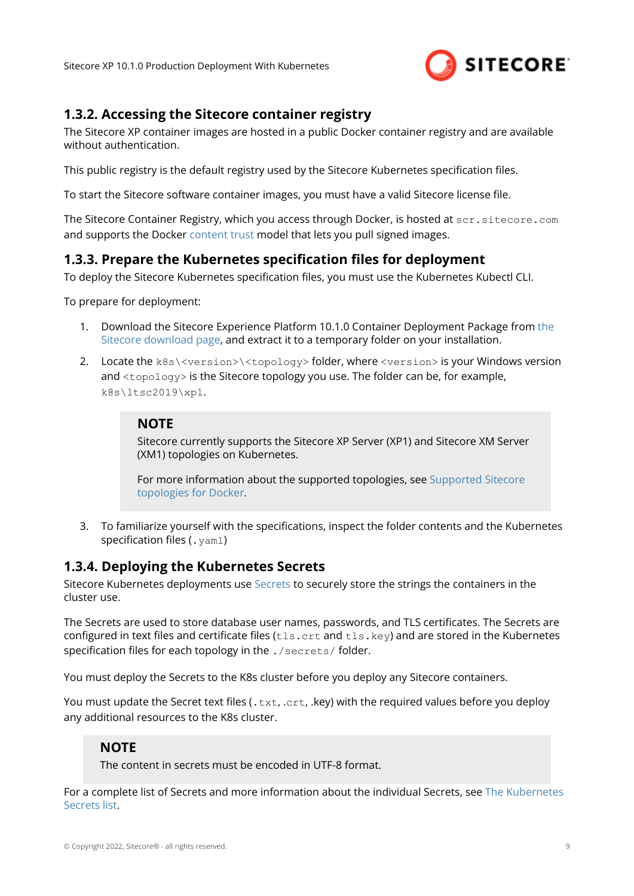### 1.3.2. Accessing the Sitecore container registry

The Sitecore XP container images are hosted in a public Docker container registry and are available without authentication.

This public registry is the default registry used by the Sitecore Kubernetes specification files.

To start the Sitecore software container images, you must have a valid Sitecore license file.

The Sitecore Container Registry, which you access through Docker, is hosted at `scr.sitecore.com` and supports the Docker content trust model that lets you pull signed images.

### 1.3.3. Prepare the Kubernetes specification files for deployment

To deploy the Sitecore Kubernetes specification files, you must use the Kubernetes Kubectl CLI.

To prepare for deployment:

1. Download the Sitecore Experience Platform 10.1.0 Container Deployment Package from the Sitecore download page, and extract it to a temporary folder on your installation.
2. Locate the `k8s\<version>\<topology>` folder, where `<version>` is your Windows version and `<topology>` is the Sitecore topology you use. The folder can be, for example, `k8s\ltsc2019\xp1`.

   > **NOTE**
   >
   > Sitecore currently supports the Sitecore XP Server (XP1) and Sitecore XM Server (XM1) topologies on Kubernetes.
   >
   > For more information about the supported topologies, see Supported Sitecore topologies for Docker.

3. To familiarize yourself with the specifications, inspect the folder contents and the Kubernetes specification files (`.yaml`)

### 1.3.4. Deploying the Kubernetes Secrets

Sitecore Kubernetes deployments use Secrets to securely store the strings the containers in the cluster use.

The Secrets are used to store database user names, passwords, and TLS certificates. The Secrets are configured in text files and certificate files (`tls.crt` and `tls.key`) and are stored in the Kubernetes specification files for each topology in the `./secrets/` folder.

You must deploy the Secrets to the K8s cluster before you deploy any Sitecore containers.

You must update the Secret text files (`.txt`, `.crt`, .key) with the required values before you deploy any additional resources to the K8s cluster.

> **NOTE**
>
> The content in secrets must be encoded in UTF-8 format.

For a complete list of Secrets and more information about the individual Secrets, see The Kubernetes Secrets list.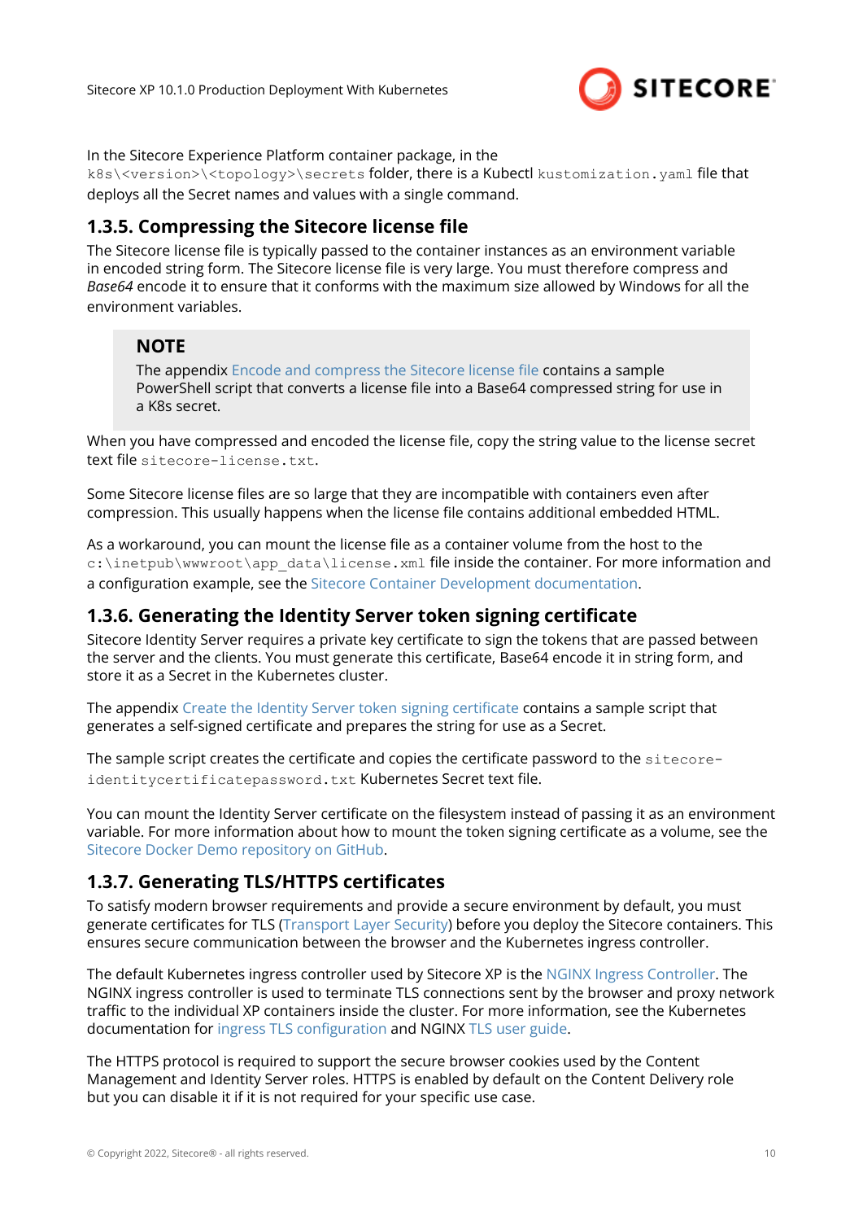In the Sitecore Experience Platform container package, in the `k8s\<version>\<topology>\secrets` folder, there is a Kubectl `kustomization.yaml` file that deploys all the Secret names and values with a single command.

### 1.3.5. Compressing the Sitecore license file

The Sitecore license file is typically passed to the container instances as an environment variable in encoded string form. The Sitecore license file is very large. You must therefore compress and *Base64* encode it to ensure that it conforms with the maximum size allowed by Windows for all the environment variables.

> **NOTE**
>
> The appendix Encode and compress the Sitecore license file contains a sample PowerShell script that converts a license file into a Base64 compressed string for use in a K8s secret.

When you have compressed and encoded the license file, copy the string value to the license secret text file `sitecore-license.txt`.

Some Sitecore license files are so large that they are incompatible with containers even after compression. This usually happens when the license file contains additional embedded HTML.

As a workaround, you can mount the license file as a container volume from the host to the `c:\inetpub\wwwroot\app_data\license.xml` file inside the container. For more information and a configuration example, see the Sitecore Container Development documentation.

### 1.3.6. Generating the Identity Server token signing certificate

Sitecore Identity Server requires a private key certificate to sign the tokens that are passed between the server and the clients. You must generate this certificate, Base64 encode it in string form, and store it as a Secret in the Kubernetes cluster.

The appendix Create the Identity Server token signing certificate contains a sample script that generates a self-signed certificate and prepares the string for use as a Secret.

The sample script creates the certificate and copies the certificate password to the `sitecore-identitycertificatepassword.txt` Kubernetes Secret text file.

You can mount the Identity Server certificate on the filesystem instead of passing it as an environment variable. For more information about how to mount the token signing certificate as a volume, see the Sitecore Docker Demo repository on GitHub.

### 1.3.7. Generating TLS/HTTPS certificates

To satisfy modern browser requirements and provide a secure environment by default, you must generate certificates for TLS (Transport Layer Security) before you deploy the Sitecore containers. This ensures secure communication between the browser and the Kubernetes ingress controller.

The default Kubernetes ingress controller used by Sitecore XP is the NGINX Ingress Controller. The NGINX ingress controller is used to terminate TLS connections sent by the browser and proxy network traffic to the individual XP containers inside the cluster. For more information, see the Kubernetes documentation for ingress TLS configuration and NGINX TLS user guide.

The HTTPS protocol is required to support the secure browser cookies used by the Content Management and Identity Server roles. HTTPS is enabled by default on the Content Delivery role but you can disable it if it is not required for your specific use case.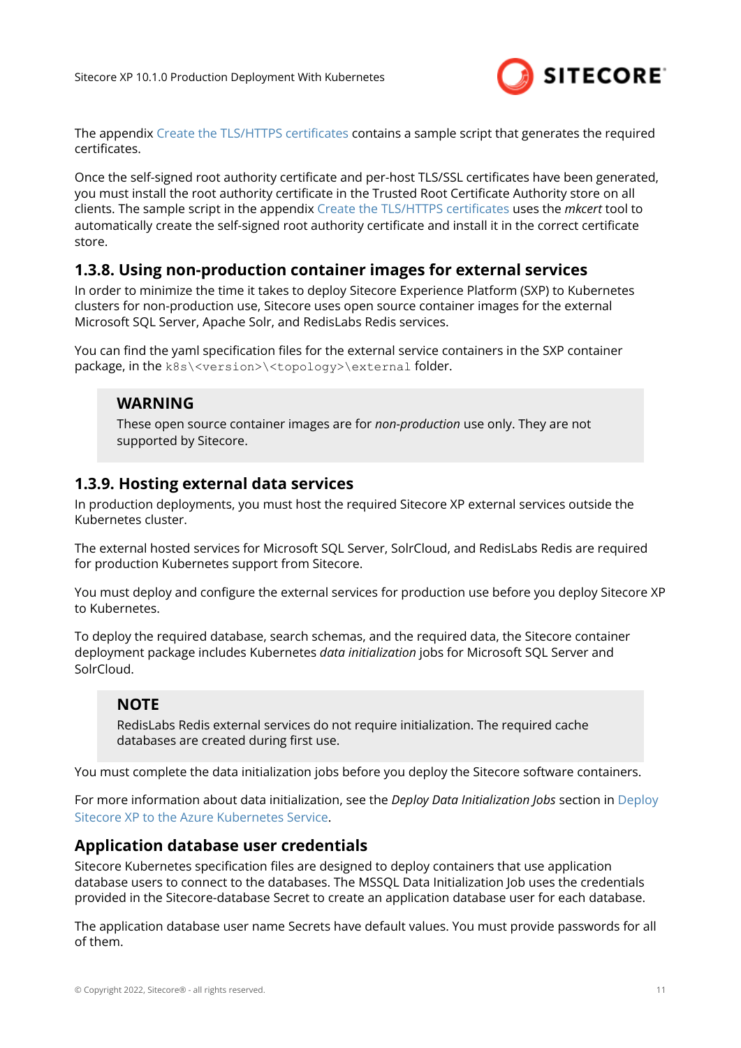The appendix Create the TLS/HTTPS certificates contains a sample script that generates the required certificates.

Once the self-signed root authority certificate and per-host TLS/SSL certificates have been generated, you must install the root authority certificate in the Trusted Root Certificate Authority store on all clients. The sample script in the appendix Create the TLS/HTTPS certificates uses the *mkcert* tool to automatically create the self-signed root authority certificate and install it in the correct certificate store.

### 1.3.8. Using non-production container images for external services

In order to minimize the time it takes to deploy Sitecore Experience Platform (SXP) to Kubernetes clusters for non-production use, Sitecore uses open source container images for the external Microsoft SQL Server, Apache Solr, and RedisLabs Redis services.

You can find the yaml specification files for the external service containers in the SXP container package, in the `k8s\<version>\<topology>\external` folder.

> **WARNING**
>
> These open source container images are for *non-production* use only. They are not supported by Sitecore.

### 1.3.9. Hosting external data services

In production deployments, you must host the required Sitecore XP external services outside the Kubernetes cluster.

The external hosted services for Microsoft SQL Server, SolrCloud, and RedisLabs Redis are required for production Kubernetes support from Sitecore.

You must deploy and configure the external services for production use before you deploy Sitecore XP to Kubernetes.

To deploy the required database, search schemas, and the required data, the Sitecore container deployment package includes Kubernetes *data initialization* jobs for Microsoft SQL Server and SolrCloud.

> **NOTE**
>
> RedisLabs Redis external services do not require initialization. The required cache databases are created during first use.

You must complete the data initialization jobs before you deploy the Sitecore software containers.

For more information about data initialization, see the *Deploy Data Initialization Jobs* section in Deploy Sitecore XP to the Azure Kubernetes Service.

#### Application database user credentials

Sitecore Kubernetes specification files are designed to deploy containers that use application database users to connect to the databases. The MSSQL Data Initialization Job uses the credentials provided in the Sitecore-database Secret to create an application database user for each database.

The application database user name Secrets have default values. You must provide passwords for all of them.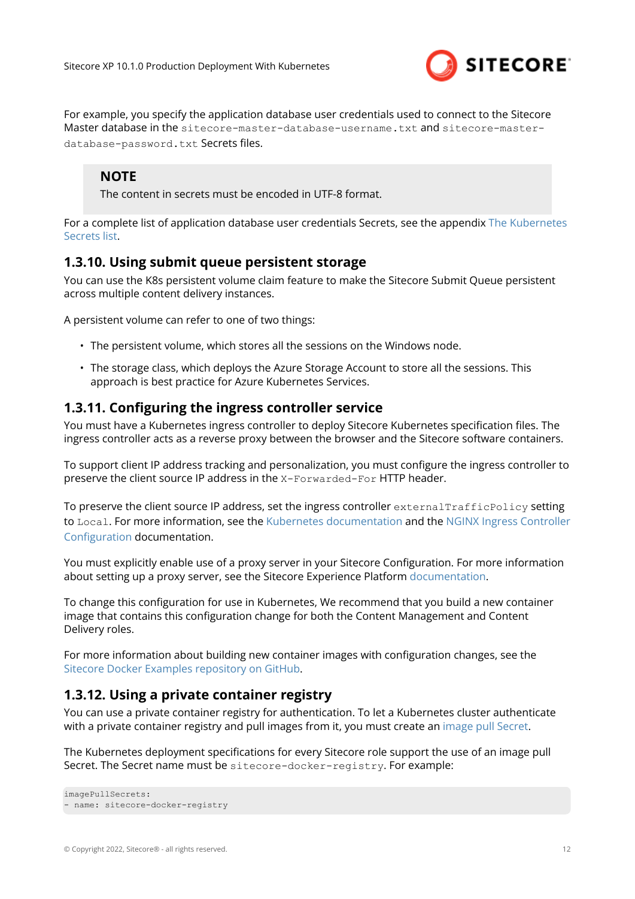For example, you specify the application database user credentials used to connect to the Sitecore Master database in the `sitecore-master-database-username.txt` and `sitecore-master-database-password.txt` Secrets files.

> **NOTE**
>
> The content in secrets must be encoded in UTF-8 format.

For a complete list of application database user credentials Secrets, see the appendix The Kubernetes Secrets list.

### 1.3.10. Using submit queue persistent storage

You can use the K8s persistent volume claim feature to make the Sitecore Submit Queue persistent across multiple content delivery instances.

A persistent volume can refer to one of two things:

- The persistent volume, which stores all the sessions on the Windows node.
- The storage class, which deploys the Azure Storage Account to store all the sessions. This approach is best practice for Azure Kubernetes Services.

### 1.3.11. Configuring the ingress controller service

You must have a Kubernetes ingress controller to deploy Sitecore Kubernetes specification files. The ingress controller acts as a reverse proxy between the browser and the Sitecore software containers.

To support client IP address tracking and personalization, you must configure the ingress controller to preserve the client source IP address in the `X-Forwarded-For` HTTP header.

To preserve the client source IP address, set the ingress controller `externalTrafficPolicy` setting to `Local`. For more information, see the Kubernetes documentation and the NGINX Ingress Controller Configuration documentation.

You must explicitly enable use of a proxy server in your Sitecore Configuration. For more information about setting up a proxy server, see the Sitecore Experience Platform documentation.

To change this configuration for use in Kubernetes, We recommend that you build a new container image that contains this configuration change for both the Content Management and Content Delivery roles.

For more information about building new container images with configuration changes, see the Sitecore Docker Examples repository on GitHub.

### 1.3.12. Using a private container registry

You can use a private container registry for authentication. To let a Kubernetes cluster authenticate with a private container registry and pull images from it, you must create an image pull Secret.

The Kubernetes deployment specifications for every Sitecore role support the use of an image pull Secret. The Secret name must be `sitecore-docker-registry`. For example:

```
imagePullSecrets:
- name: sitecore-docker-registry
```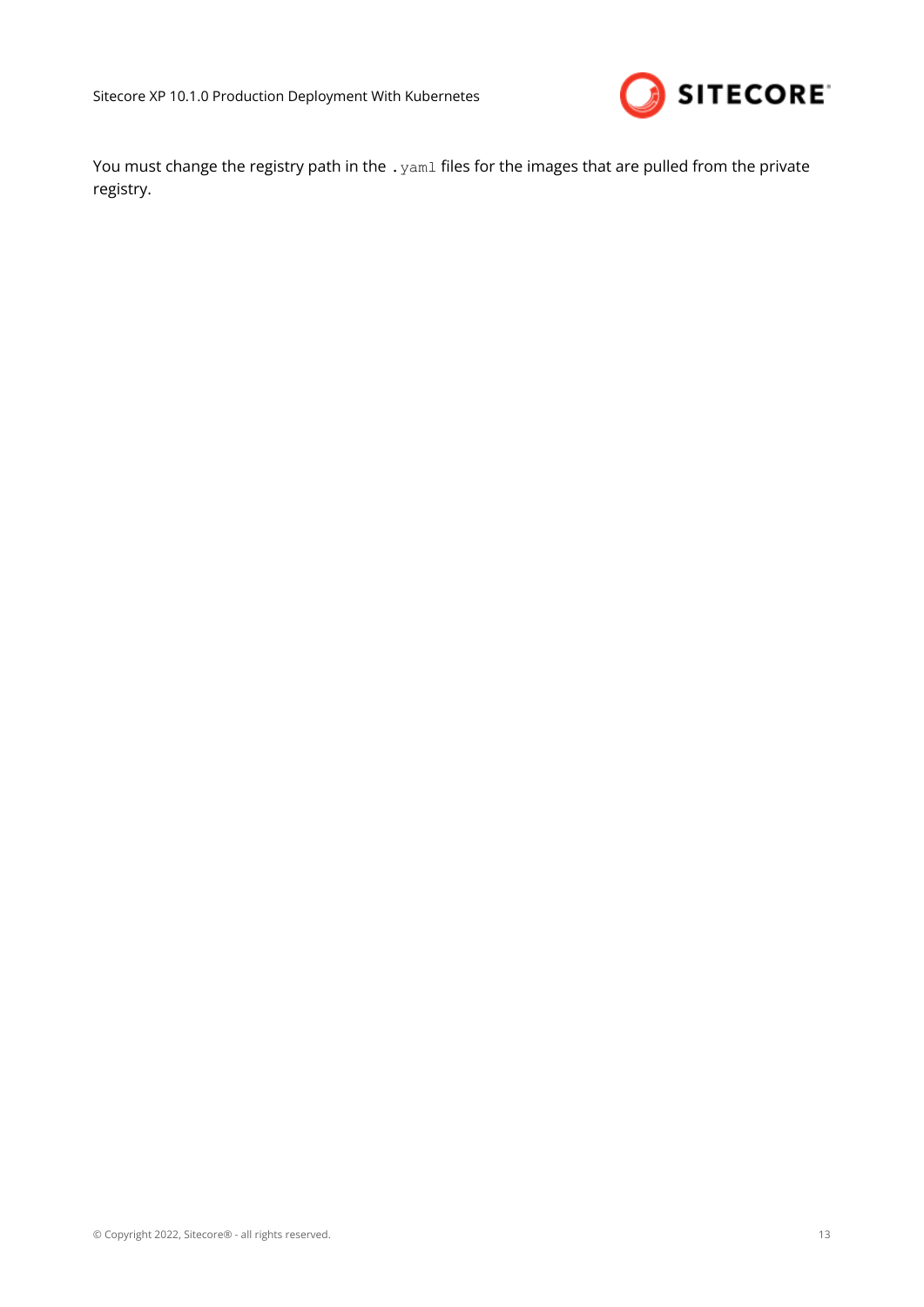You must change the registry path in the `.yaml` files for the images that are pulled from the private registry.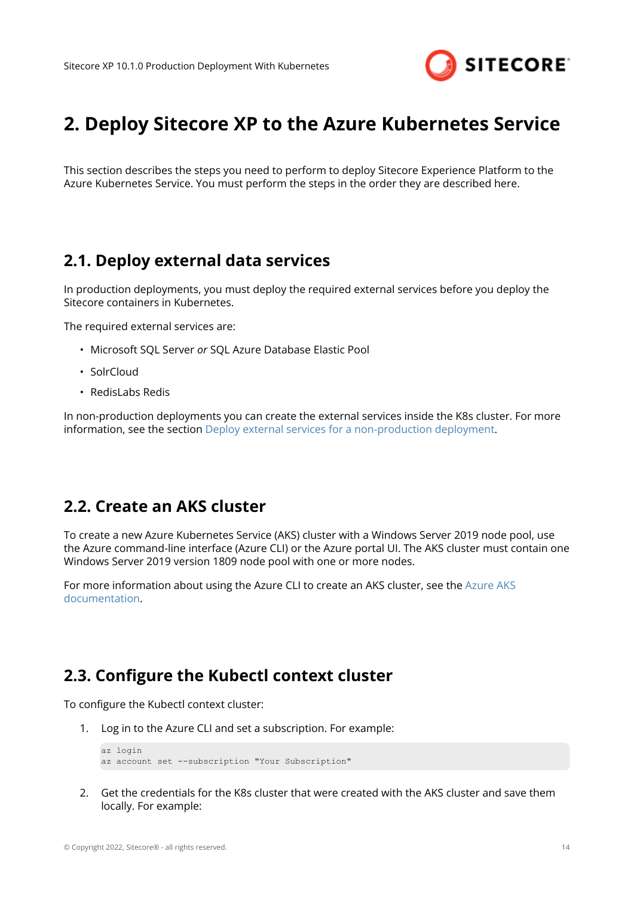# 2. Deploy Sitecore XP to the Azure Kubernetes Service

This section describes the steps you need to perform to deploy Sitecore Experience Platform to the Azure Kubernetes Service. You must perform the steps in the order they are described here.

## 2.1. Deploy external data services

In production deployments, you must deploy the required external services before you deploy the Sitecore containers in Kubernetes.

The required external services are:

- Microsoft SQL Server *or* SQL Azure Database Elastic Pool
- SolrCloud
- RedisLabs Redis

In non-production deployments you can create the external services inside the K8s cluster. For more information, see the section Deploy external services for a non-production deployment.

## 2.2. Create an AKS cluster

To create a new Azure Kubernetes Service (AKS) cluster with a Windows Server 2019 node pool, use the Azure command-line interface (Azure CLI) or the Azure portal UI. The AKS cluster must contain one Windows Server 2019 version 1809 node pool with one or more nodes.

For more information about using the Azure CLI to create an AKS cluster, see the Azure AKS documentation.

## 2.3. Configure the Kubectl context cluster

To configure the Kubectl context cluster:

1. Log in to the Azure CLI and set a subscription. For example:

```
az login
az account set --subscription "Your Subscription"
```

2. Get the credentials for the K8s cluster that were created with the AKS cluster and save them locally. For example: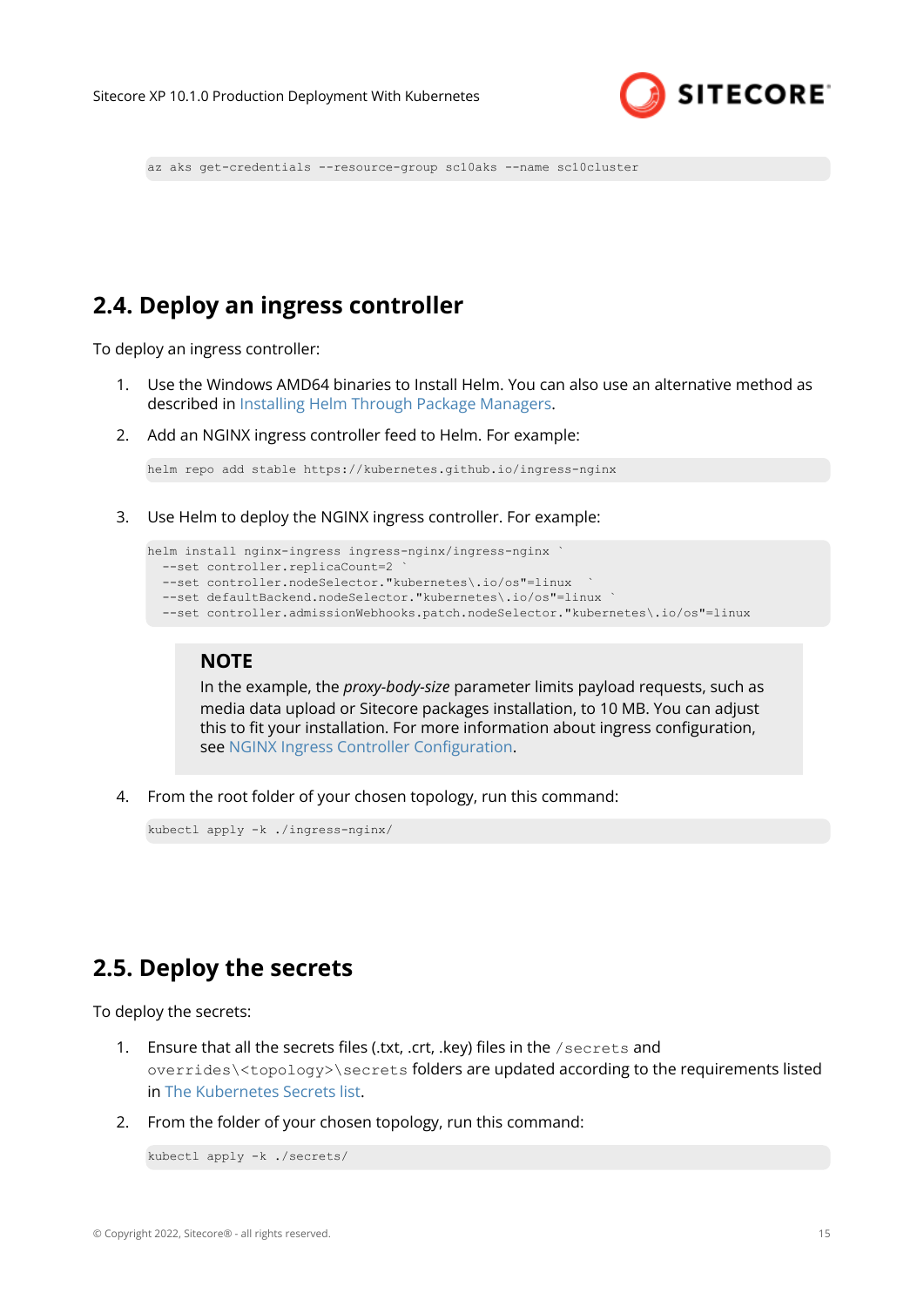```
az aks get-credentials --resource-group sc10aks --name sc10cluster
```

## 2.4. Deploy an ingress controller

To deploy an ingress controller:

1. Use the Windows AMD64 binaries to Install Helm. You can also use an alternative method as described in Installing Helm Through Package Managers.

2. Add an NGINX ingress controller feed to Helm. For example:

```
helm repo add stable https://kubernetes.github.io/ingress-nginx
```

3. Use Helm to deploy the NGINX ingress controller. For example:

```
helm install nginx-ingress ingress-nginx/ingress-nginx `
  --set controller.replicaCount=2 `
  --set controller.nodeSelector."kubernetes\.io/os"=linux  `
  --set defaultBackend.nodeSelector."kubernetes\.io/os"=linux `
  --set controller.admissionWebhooks.patch.nodeSelector."kubernetes\.io/os"=linux
```

> **NOTE**
>
> In the example, the *proxy-body-size* parameter limits payload requests, such as media data upload or Sitecore packages installation, to 10 MB. You can adjust this to fit your installation. For more information about ingress configuration, see NGINX Ingress Controller Configuration.

4. From the root folder of your chosen topology, run this command:

```
kubectl apply -k ./ingress-nginx/
```

## 2.5. Deploy the secrets

To deploy the secrets:

1. Ensure that all the secrets files (.txt, .crt, .key) files in the `/secrets` and `overrides\<topology>\secrets` folders are updated according to the requirements listed in The Kubernetes Secrets list.

2. From the folder of your chosen topology, run this command:

```
kubectl apply -k ./secrets/
```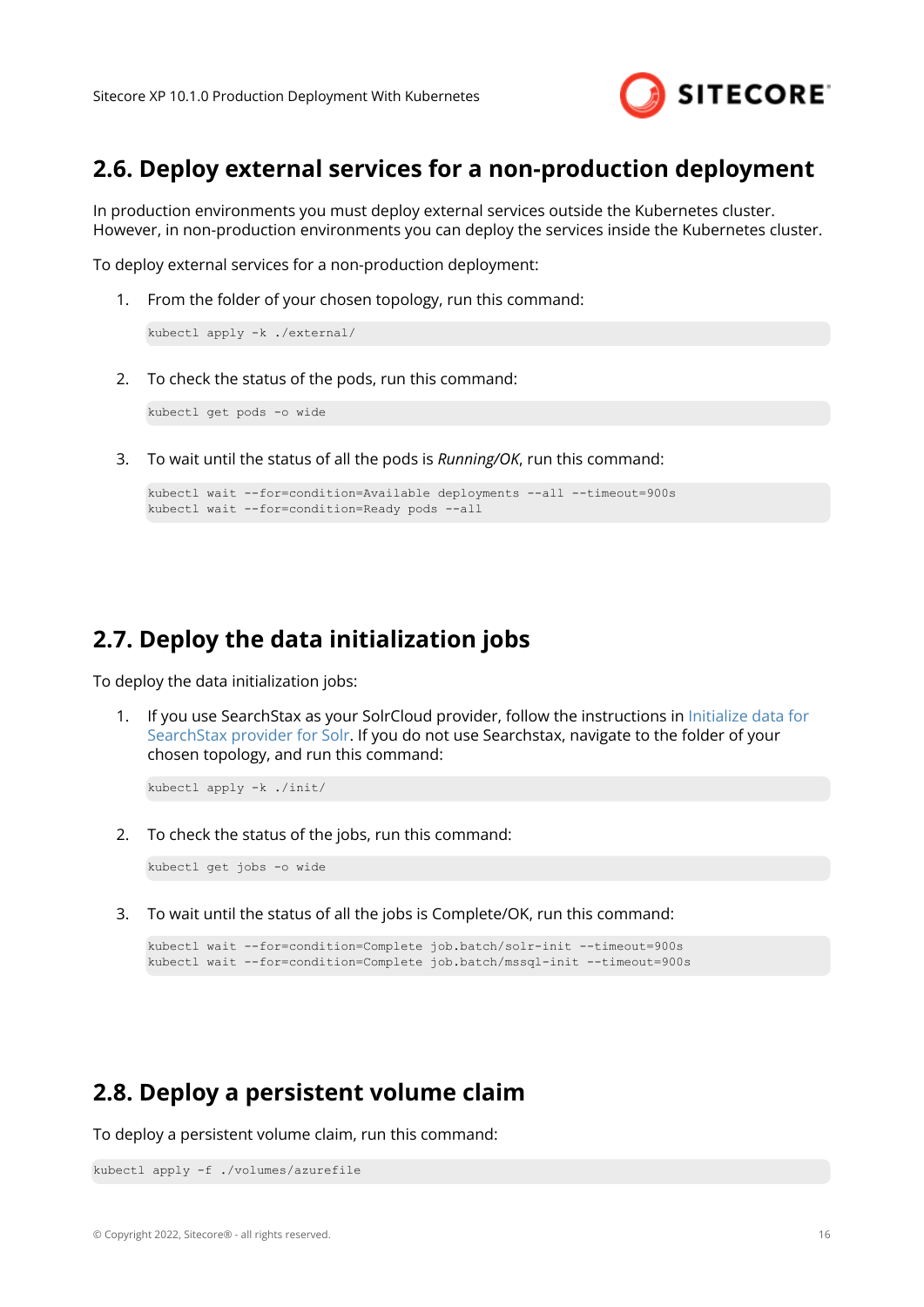## 2.6. Deploy external services for a non-production deployment

In production environments you must deploy external services outside the Kubernetes cluster. However, in non-production environments you can deploy the services inside the Kubernetes cluster.

To deploy external services for a non-production deployment:

1. From the folder of your chosen topology, run this command:

   ```
   kubectl apply -k ./external/
   ```

2. To check the status of the pods, run this command:

   ```
   kubectl get pods -o wide
   ```

3. To wait until the status of all the pods is *Running/OK*, run this command:

   ```
   kubectl wait --for=condition=Available deployments --all --timeout=900s
   kubectl wait --for=condition=Ready pods --all
   ```

## 2.7. Deploy the data initialization jobs

To deploy the data initialization jobs:

1. If you use SearchStax as your SolrCloud provider, follow the instructions in Initialize data for SearchStax provider for Solr. If you do not use Searchstax, navigate to the folder of your chosen topology, and run this command:

   ```
   kubectl apply -k ./init/
   ```

2. To check the status of the jobs, run this command:

   ```
   kubectl get jobs -o wide
   ```

3. To wait until the status of all the jobs is Complete/OK, run this command:

   ```
   kubectl wait --for=condition=Complete job.batch/solr-init --timeout=900s
   kubectl wait --for=condition=Complete job.batch/mssql-init --timeout=900s
   ```

## 2.8. Deploy a persistent volume claim

To deploy a persistent volume claim, run this command:

```
kubectl apply -f ./volumes/azurefile
```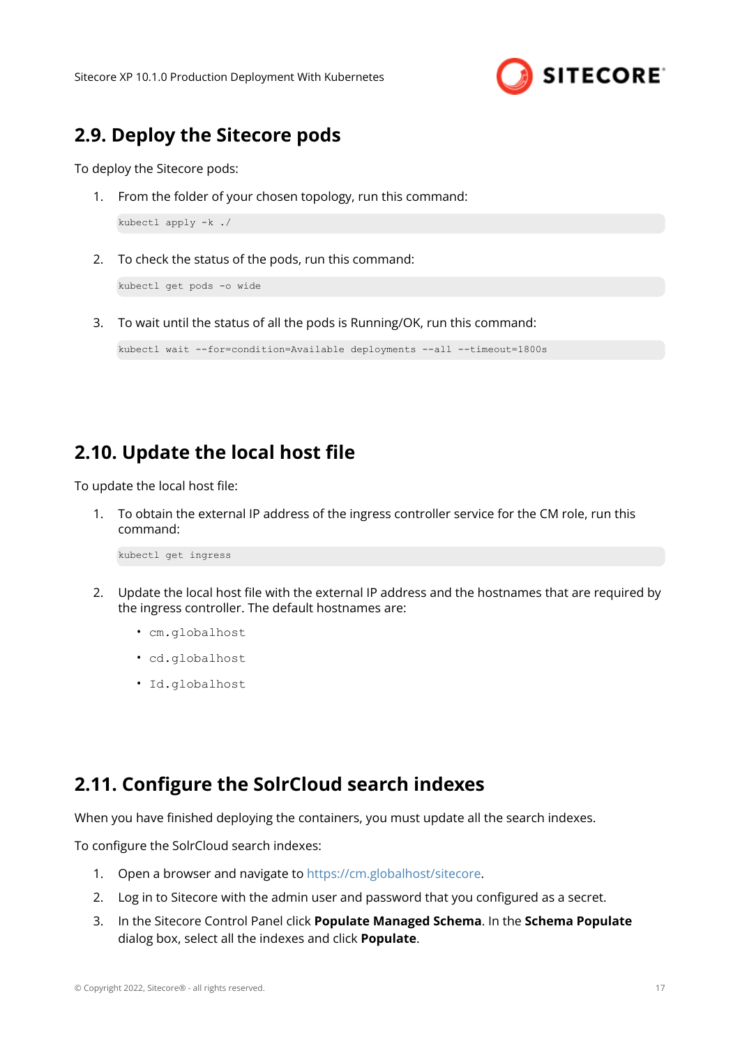## 2.9. Deploy the Sitecore pods

To deploy the Sitecore pods:

1. From the folder of your chosen topology, run this command:

   ```
   kubectl apply -k ./
   ```

2. To check the status of the pods, run this command:

   ```
   kubectl get pods -o wide
   ```

3. To wait until the status of all the pods is Running/OK, run this command:

   ```
   kubectl wait --for=condition=Available deployments --all --timeout=1800s
   ```

## 2.10. Update the local host file

To update the local host file:

1. To obtain the external IP address of the ingress controller service for the CM role, run this command:

   ```
   kubectl get ingress
   ```

2. Update the local host file with the external IP address and the hostnames that are required by the ingress controller. The default hostnames are:

   - `cm.globalhost`
   - `cd.globalhost`
   - `Id.globalhost`

## 2.11. Configure the SolrCloud search indexes

When you have finished deploying the containers, you must update all the search indexes.

To configure the SolrCloud search indexes:

1. Open a browser and navigate to https://cm.globalhost/sitecore.
2. Log in to Sitecore with the admin user and password that you configured as a secret.
3. In the Sitecore Control Panel click **Populate Managed Schema**. In the **Schema Populate** dialog box, select all the indexes and click **Populate**.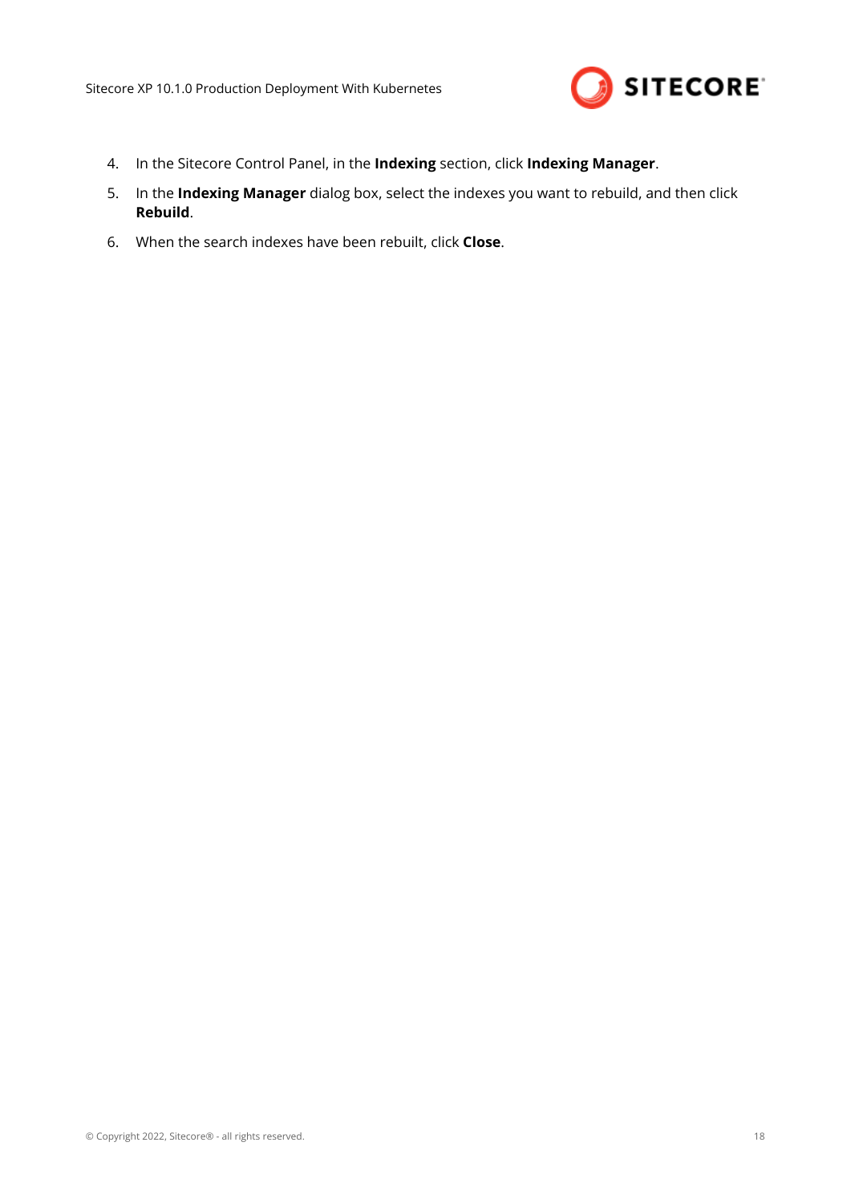4. In the Sitecore Control Panel, in the **Indexing** section, click **Indexing Manager**.
5. In the **Indexing Manager** dialog box, select the indexes you want to rebuild, and then click **Rebuild**.
6. When the search indexes have been rebuilt, click **Close**.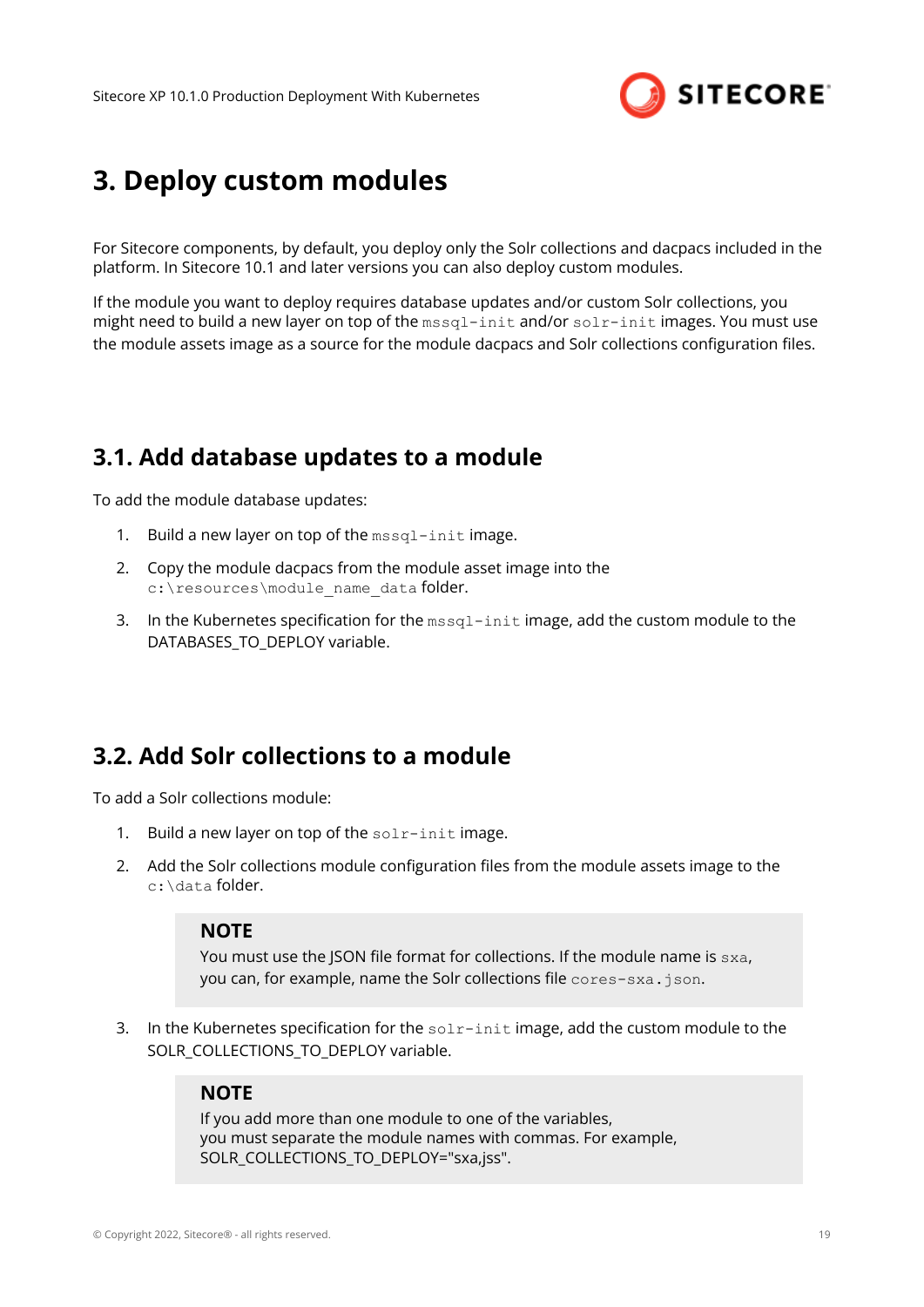# 3. Deploy custom modules

For Sitecore components, by default, you deploy only the Solr collections and dacpacs included in the platform. In Sitecore 10.1 and later versions you can also deploy custom modules.

If the module you want to deploy requires database updates and/or custom Solr collections, you might need to build a new layer on top of the `mssql-init` and/or `solr-init` images. You must use the module assets image as a source for the module dacpacs and Solr collections configuration files.

## 3.1. Add database updates to a module

To add the module database updates:

1. Build a new layer on top of the `mssql-init` image.
2. Copy the module dacpacs from the module asset image into the `c:\resources\module_name_data` folder.
3. In the Kubernetes specification for the `mssql-init` image, add the custom module to the DATABASES_TO_DEPLOY variable.

## 3.2. Add Solr collections to a module

To add a Solr collections module:

1. Build a new layer on top of the `solr-init` image.
2. Add the Solr collections module configuration files from the module assets image to the `c:\data` folder.

   > **NOTE**
   > You must use the JSON file format for collections. If the module name is `sxa`, you can, for example, name the Solr collections file `cores-sxa.json`.

3. In the Kubernetes specification for the `solr-init` image, add the custom module to the SOLR_COLLECTIONS_TO_DEPLOY variable.

   > **NOTE**
   > If you add more than one module to one of the variables, you must separate the module names with commas. For example, SOLR_COLLECTIONS_TO_DEPLOY="sxa,jss".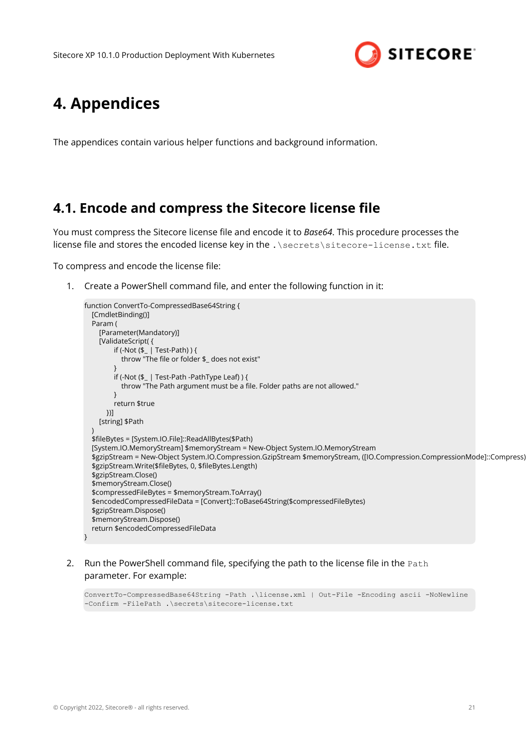# 4. Appendices

The appendices contain various helper functions and background information.

## 4.1. Encode and compress the Sitecore license file

You must compress the Sitecore license file and encode it to *Base64*. This procedure processes the license file and stores the encoded license key in the `.\secrets\sitecore-license.txt` file.

To compress and encode the license file:

1. Create a PowerShell command file, and enter the following function in it:

```
function ConvertTo-CompressedBase64String {
  [CmdletBinding()]
  Param (
    [Parameter(Mandatory)]
    [ValidateScript( {
        if (-Not ($_ | Test-Path) ) {
          throw "The file or folder $_ does not exist"
        }
        if (-Not ($_ | Test-Path -PathType Leaf) ) {
          throw "The Path argument must be a file. Folder paths are not allowed."
        }
        return $true
      })]
    [string] $Path
  )
  $fileBytes = [System.IO.File]::ReadAllBytes($Path)
  [System.IO.MemoryStream] $memoryStream = New-Object System.IO.MemoryStream
  $gzipStream = New-Object System.IO.Compression.GzipStream $memoryStream, ([IO.Compression.CompressionMode]::Compress)
  $gzipStream.Write($fileBytes, 0, $fileBytes.Length)
  $gzipStream.Close()
  $memoryStream.Close()
  $compressedFileBytes = $memoryStream.ToArray()
  $encodedCompressedFileData = [Convert]::ToBase64String($compressedFileBytes)
  $gzipStream.Dispose()
  $memoryStream.Dispose()
  return $encodedCompressedFileData
}
```

2. Run the PowerShell command file, specifying the path to the license file in the `Path` parameter. For example:

```
ConvertTo-CompressedBase64String -Path .\license.xml | Out-File -Encoding ascii -NoNewline
-Confirm -FilePath .\secrets\sitecore-license.txt
```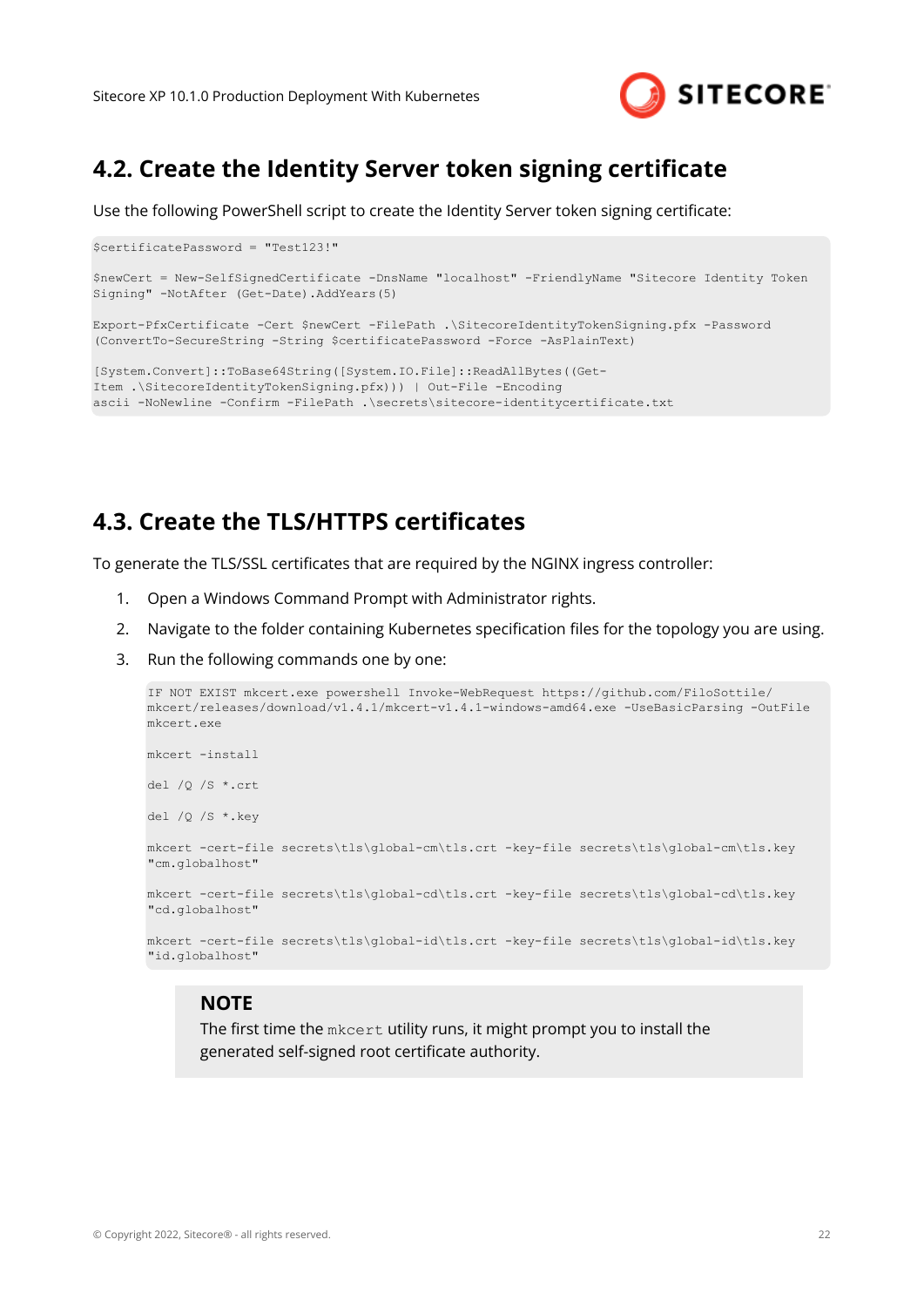## 4.2. Create the Identity Server token signing certificate

Use the following PowerShell script to create the Identity Server token signing certificate:

```
$certificatePassword = "Test123!"

$newCert = New-SelfSignedCertificate -DnsName "localhost" -FriendlyName "Sitecore Identity Token
Signing" -NotAfter (Get-Date).AddYears(5)

Export-PfxCertificate -Cert $newCert -FilePath .\SitecoreIdentityTokenSigning.pfx -Password
(ConvertTo-SecureString -String $certificatePassword -Force -AsPlainText)

[System.Convert]::ToBase64String([System.IO.File]::ReadAllBytes((Get-
Item .\SitecoreIdentityTokenSigning.pfx))) | Out-File -Encoding
ascii -NoNewline -Confirm -FilePath .\secrets\sitecore-identitycertificate.txt
```

## 4.3. Create the TLS/HTTPS certificates

To generate the TLS/SSL certificates that are required by the NGINX ingress controller:

1. Open a Windows Command Prompt with Administrator rights.
2. Navigate to the folder containing Kubernetes specification files for the topology you are using.
3. Run the following commands one by one:

```
IF NOT EXIST mkcert.exe powershell Invoke-WebRequest https://github.com/FiloSottile/
mkcert/releases/download/v1.4.1/mkcert-v1.4.1-windows-amd64.exe -UseBasicParsing -OutFile
mkcert.exe

mkcert -install

del /Q /S *.crt

del /Q /S *.key

mkcert -cert-file secrets\tls\global-cm\tls.crt -key-file secrets\tls\global-cm\tls.key
"cm.globalhost"

mkcert -cert-file secrets\tls\global-cd\tls.crt -key-file secrets\tls\global-cd\tls.key
"cd.globalhost"

mkcert -cert-file secrets\tls\global-id\tls.crt -key-file secrets\tls\global-id\tls.key
"id.globalhost"
```

> **NOTE**
> The first time the `mkcert` utility runs, it might prompt you to install the generated self-signed root certificate authority.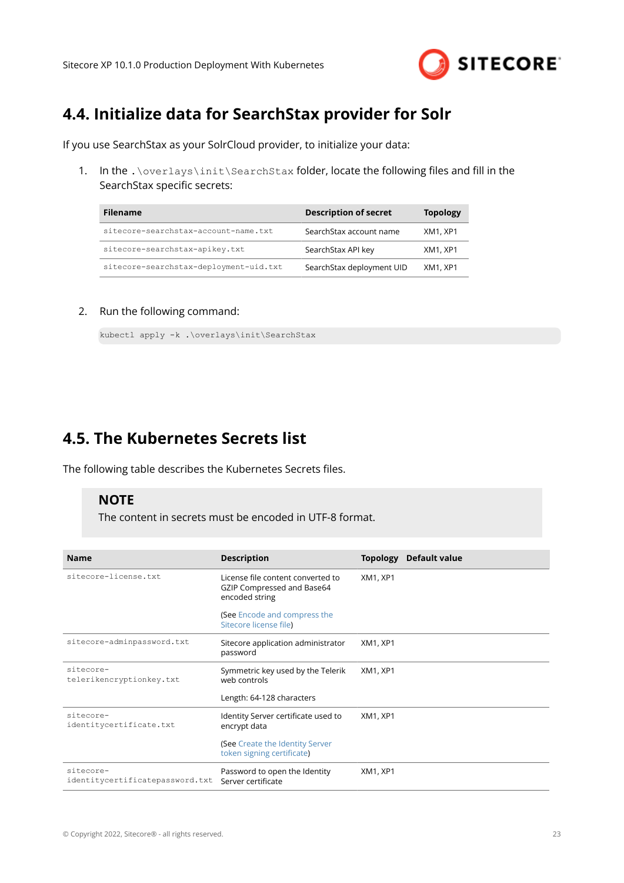## 4.4. Initialize data for SearchStax provider for Solr

If you use SearchStax as your SolrCloud provider, to initialize your data:

1. In the `.\overlays\init\SearchStax` folder, locate the following files and fill in the SearchStax specific secrets:

| Filename | Description of secret | Topology |
|---|---|---|
| `sitecore-searchstax-account-name.txt` | SearchStax account name | XM1, XP1 |
| `sitecore-searchstax-apikey.txt` | SearchStax API key | XM1, XP1 |
| `sitecore-searchstax-deployment-uid.txt` | SearchStax deployment UID | XM1, XP1 |

2. Run the following command:

```
kubectl apply -k .\overlays\init\SearchStax
```

## 4.5. The Kubernetes Secrets list

The following table describes the Kubernetes Secrets files.

> **NOTE**
> The content in secrets must be encoded in UTF-8 format.

| Name | Description | Topology | Default value |
|---|---|---|---|
| `sitecore-license.txt` | License file content converted to GZIP Compressed and Base64 encoded string<br><br>(See Encode and compress the Sitecore license file) | XM1, XP1 | |
| `sitecore-adminpassword.txt` | Sitecore application administrator password | XM1, XP1 | |
| `sitecore-telerikencryptionkey.txt` | Symmetric key used by the Telerik web controls<br><br>Length: 64-128 characters | XM1, XP1 | |
| `sitecore-identitycertificate.txt` | Identity Server certificate used to encrypt data<br><br>(See Create the Identity Server token signing certificate) | XM1, XP1 | |
| `sitecore-identitycertificatepassword.txt` | Password to open the Identity Server certificate | XM1, XP1 | |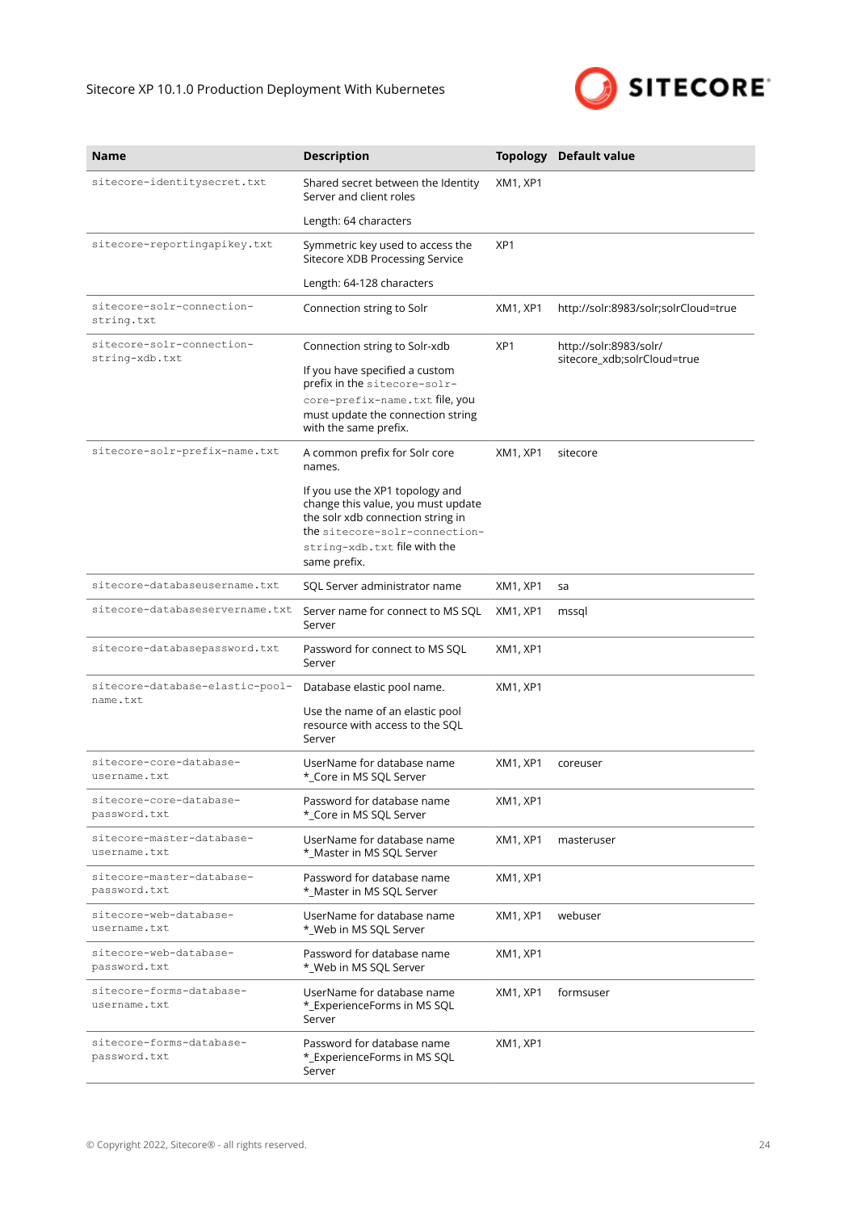| Name | Description | Topology | Default value |
|---|---|---|---|
| `sitecore-identitysecret.txt` | Shared secret between the Identity Server and client roles<br><br>Length: 64 characters | XM1, XP1 | |
| `sitecore-reportingapikey.txt` | Symmetric key used to access the Sitecore XDB Processing Service<br><br>Length: 64-128 characters | XP1 | |
| `sitecore-solr-connection-string.txt` | Connection string to Solr | XM1, XP1 | http://solr:8983/solr;solrCloud=true |
| `sitecore-solr-connection-string-xdb.txt` | Connection string to Solr-xdb<br><br>If you have specified a custom prefix in the `sitecore-solr-core-prefix-name.txt` file, you must update the connection string with the same prefix. | XP1 | http://solr:8983/solr/sitecore_xdb;solrCloud=true |
| `sitecore-solr-prefix-name.txt` | A common prefix for Solr core names.<br><br>If you use the XP1 topology and change this value, you must update the solr xdb connection string in the `sitecore-solr-connection-string-xdb.txt` file with the same prefix. | XM1, XP1 | sitecore |
| `sitecore-databaseusername.txt` | SQL Server administrator name | XM1, XP1 | sa |
| `sitecore-databaseservername.txt` | Server name for connect to MS SQL Server | XM1, XP1 | mssql |
| `sitecore-databasepassword.txt` | Password for connect to MS SQL Server | XM1, XP1 | |
| `sitecore-database-elastic-pool-name.txt` | Database elastic pool name.<br><br>Use the name of an elastic pool resource with access to the SQL Server | XM1, XP1 | |
| `sitecore-core-database-username.txt` | UserName for database name *_Core in MS SQL Server | XM1, XP1 | coreuser |
| `sitecore-core-database-password.txt` | Password for database name *_Core in MS SQL Server | XM1, XP1 | |
| `sitecore-master-database-username.txt` | UserName for database name *_Master in MS SQL Server | XM1, XP1 | masteruser |
| `sitecore-master-database-password.txt` | Password for database name *_Master in MS SQL Server | XM1, XP1 | |
| `sitecore-web-database-username.txt` | UserName for database name *_Web in MS SQL Server | XM1, XP1 | webuser |
| `sitecore-web-database-password.txt` | Password for database name *_Web in MS SQL Server | XM1, XP1 | |
| `sitecore-forms-database-username.txt` | UserName for database name *_ExperienceForms in MS SQL Server | XM1, XP1 | formsuser |
| `sitecore-forms-database-password.txt` | Password for database name *_ExperienceForms in MS SQL Server | XM1, XP1 | |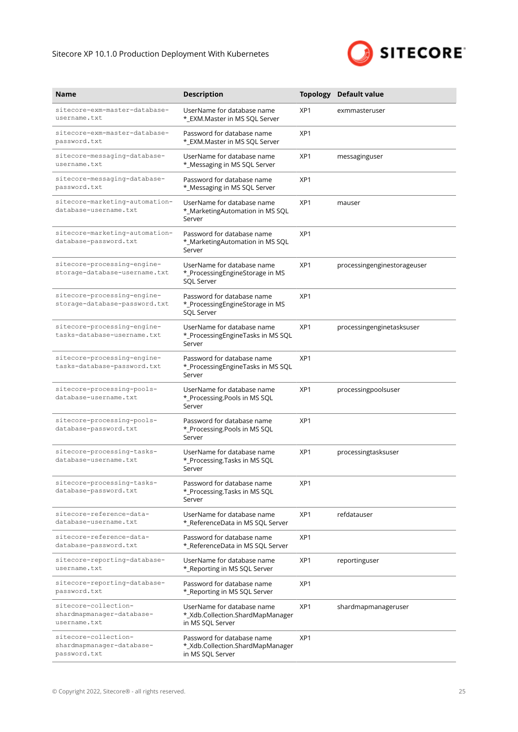| Name | Description | Topology | Default value |
|---|---|---|---|
| sitecore-exm-master-database-username.txt | UserName for database name *_EXM.Master in MS SQL Server | XP1 | exmmasteruser |
| sitecore-exm-master-database-password.txt | Password for database name *_EXM.Master in MS SQL Server | XP1 | |
| sitecore-messaging-database-username.txt | UserName for database name *_Messaging in MS SQL Server | XP1 | messaginguser |
| sitecore-messaging-database-password.txt | Password for database name *_Messaging in MS SQL Server | XP1 | |
| sitecore-marketing-automation-database-username.txt | UserName for database name *_MarketingAutomation in MS SQL Server | XP1 | mauser |
| sitecore-marketing-automation-database-password.txt | Password for database name *_MarketingAutomation in MS SQL Server | XP1 | |
| sitecore-processing-engine-storage-database-username.txt | UserName for database name *_ProcessingEngineStorage in MS SQL Server | XP1 | processingenginestorageuser |
| sitecore-processing-engine-storage-database-password.txt | Password for database name *_ProcessingEngineStorage in MS SQL Server | XP1 | |
| sitecore-processing-engine-tasks-database-username.txt | UserName for database name *_ProcessingEngineTasks in MS SQL Server | XP1 | processingenginetasksuser |
| sitecore-processing-engine-tasks-database-password.txt | Password for database name *_ProcessingEngineTasks in MS SQL Server | XP1 | |
| sitecore-processing-pools-database-username.txt | UserName for database name *_Processing.Pools in MS SQL Server | XP1 | processingpoolsuser |
| sitecore-processing-pools-database-password.txt | Password for database name *_Processing.Pools in MS SQL Server | XP1 | |
| sitecore-processing-tasks-database-username.txt | UserName for database name *_Processing.Tasks in MS SQL Server | XP1 | processingtasksuser |
| sitecore-processing-tasks-database-password.txt | Password for database name *_Processing.Tasks in MS SQL Server | XP1 | |
| sitecore-reference-data-database-username.txt | UserName for database name *_ReferenceData in MS SQL Server | XP1 | refdatauser |
| sitecore-reference-data-database-password.txt | Password for database name *_ReferenceData in MS SQL Server | XP1 | |
| sitecore-reporting-database-username.txt | UserName for database name *_Reporting in MS SQL Server | XP1 | reportinguser |
| sitecore-reporting-database-password.txt | Password for database name *_Reporting in MS SQL Server | XP1 | |
| sitecore-collection-shardmapmanager-database-username.txt | UserName for database name *_Xdb.Collection.ShardMapManager in MS SQL Server | XP1 | shardmapmanageruser |
| sitecore-collection-shardmapmanager-database-password.txt | Password for database name *_Xdb.Collection.ShardMapManager in MS SQL Server | XP1 | |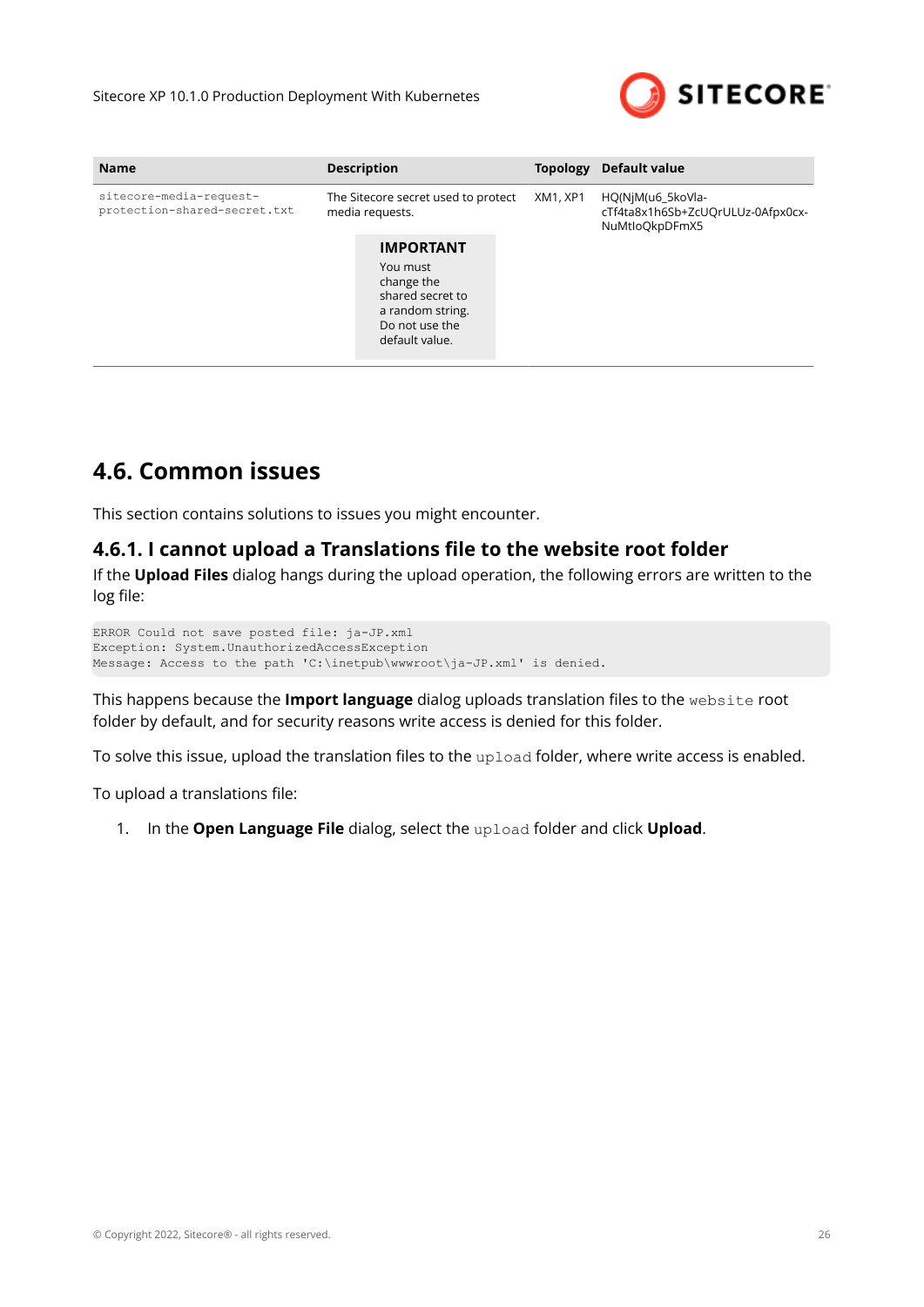| Name | Description | Topology | Default value |
| --- | --- | --- | --- |
| `sitecore-media-request-protection-shared-secret.txt` | The Sitecore secret used to protect media requests. **IMPORTANT** You must change the shared secret to a random string. Do not use the default value. | XM1, XP1 | HQ(NjM(u6_5koVla-cTf4ta8x1h6Sb+ZcUQrULUz-0Afpx0cx-NuMtIoQkpDFmX5 |

## 4.6. Common issues

This section contains solutions to issues you might encounter.

### 4.6.1. I cannot upload a Translations file to the website root folder

If the **Upload Files** dialog hangs during the upload operation, the following errors are written to the log file:

```
ERROR Could not save posted file: ja-JP.xml
Exception: System.UnauthorizedAccessException
Message: Access to the path 'C:\inetpub\wwwroot\ja-JP.xml' is denied.
```

This happens because the **Import language** dialog uploads translation files to the `website` root folder by default, and for security reasons write access is denied for this folder.

To solve this issue, upload the translation files to the `upload` folder, where write access is enabled.

To upload a translations file:

1. In the **Open Language File** dialog, select the `upload` folder and click **Upload**.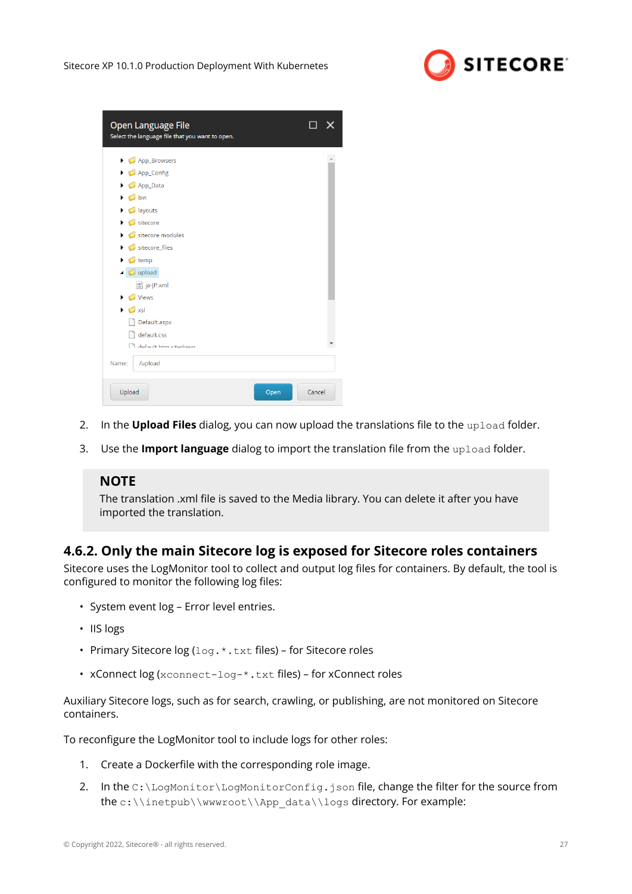2. In the **Upload Files** dialog, you can now upload the translations file to the `upload` folder.
3. Use the **Import language** dialog to import the translation file from the `upload` folder.

> **NOTE**
> The translation .xml file is saved to the Media library. You can delete it after you have imported the translation.

### 4.6.2. Only the main Sitecore log is exposed for Sitecore roles containers

Sitecore uses the LogMonitor tool to collect and output log files for containers. By default, the tool is configured to monitor the following log files:

- System event log – Error level entries.
- IIS logs
- Primary Sitecore log (`log.*.txt` files) – for Sitecore roles
- xConnect log (`xconnect-log-*.txt` files) – for xConnect roles

Auxiliary Sitecore logs, such as for search, crawling, or publishing, are not monitored on Sitecore containers.

To reconfigure the LogMonitor tool to include logs for other roles:

1. Create a Dockerfile with the corresponding role image.
2. In the `C:\LogMonitor\LogMonitorConfig.json` file, change the filter for the source from the `c:\\inetpub\\wwwroot\\App_data\\logs` directory. For example: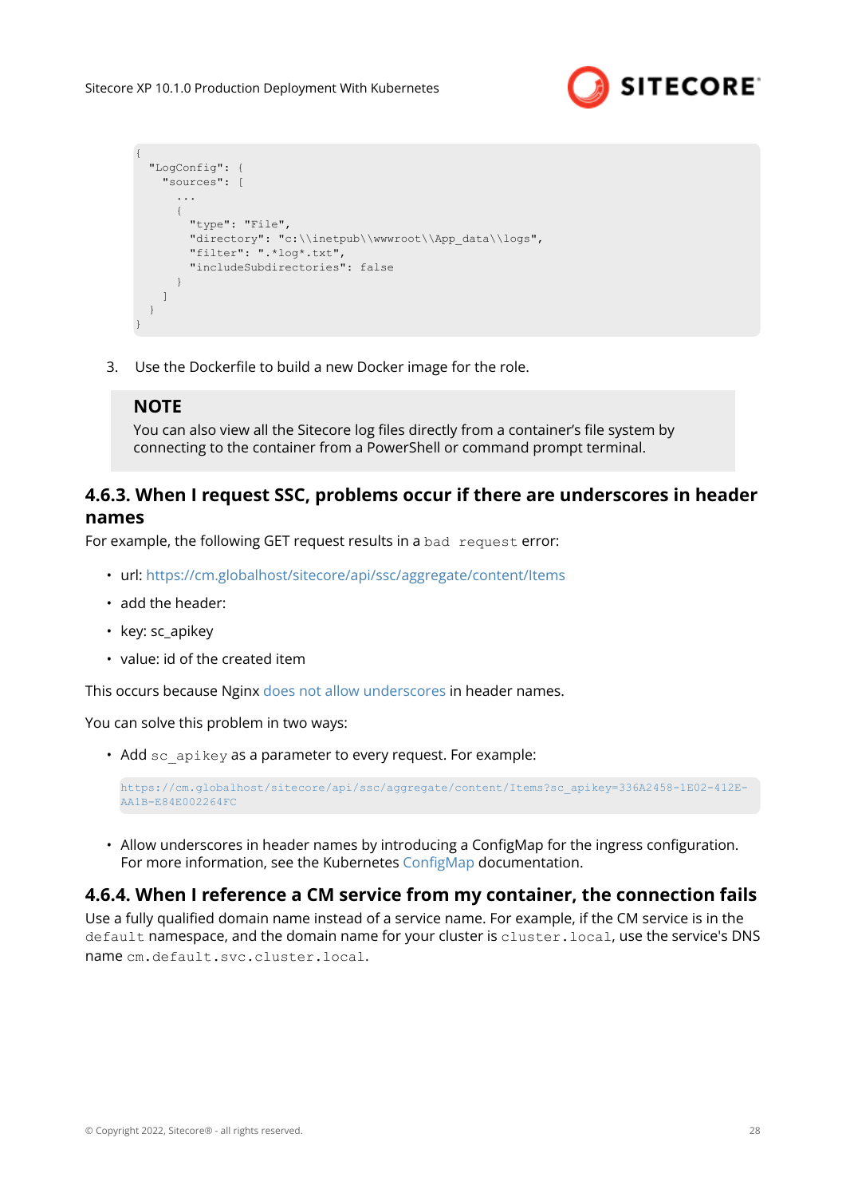```
{
  "LogConfig": {
    "sources": [
      ...
      {
        "type": "File",
        "directory": "c:\\inetpub\\wwwroot\\App_data\\logs",
        "filter": ".*log*.txt",
        "includeSubdirectories": false
      }
    ]
  }
}
```

3. Use the Dockerfile to build a new Docker image for the role.

> **NOTE**
> You can also view all the Sitecore log files directly from a container's file system by connecting to the container from a PowerShell or command prompt terminal.

### 4.6.3. When I request SSC, problems occur if there are underscores in header names

For example, the following GET request results in a `bad request` error:

- url: https://cm.globalhost/sitecore/api/ssc/aggregate/content/Items
- add the header:
- key: sc_apikey
- value: id of the created item

This occurs because Nginx does not allow underscores in header names.

You can solve this problem in two ways:

- Add `sc_apikey` as a parameter to every request. For example:

```
https://cm.globalhost/sitecore/api/ssc/aggregate/content/Items?sc_apikey=336A2458-1E02-412E-AA1B-E84E002264FC
```

- Allow underscores in header names by introducing a ConfigMap for the ingress configuration. For more information, see the Kubernetes ConfigMap documentation.

### 4.6.4. When I reference a CM service from my container, the connection fails

Use a fully qualified domain name instead of a service name. For example, if the CM service is in the `default` namespace, and the domain name for your cluster is `cluster.local`, use the service's DNS name `cm.default.svc.cluster.local`.